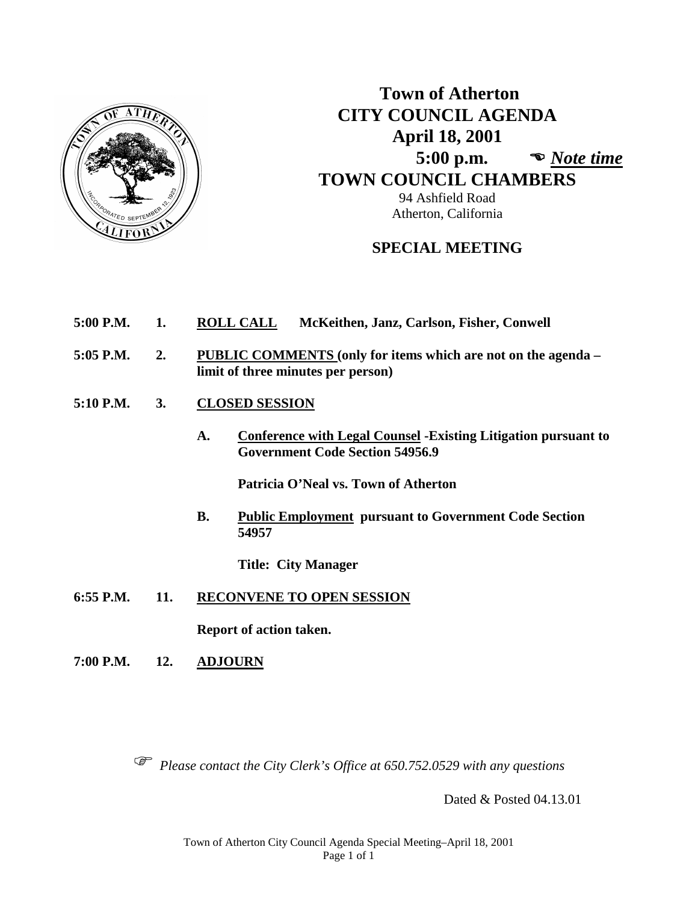# Town of Atherton
# CITY COUNCIL AGENDA
## April 18, 2001
## 5:00 p.m. ☜ *Note time*
## TOWN COUNCIL CHAMBERS

94 Ashfield Road
Atherton, California

## SPECIAL MEETING

**5:00 P.M.** **1.** **ROLL CALL** **McKeithen, Janz, Carlson, Fisher, Conwell**

**5:05 P.M.** **2.** **PUBLIC COMMENTS (only for items which are not on the agenda – limit of three minutes per person)**

**5:10 P.M.** **3.** **CLOSED SESSION**

**A.** **Conference with Legal Counsel -Existing Litigation pursuant to Government Code Section 54956.9**

**Patricia O'Neal vs. Town of Atherton**

**B.** **Public Employment pursuant to Government Code Section 54957**

**Title: City Manager**

**6:55 P.M.** **11.** **RECONVENE TO OPEN SESSION**

**Report of action taken.**

**7:00 P.M.** **12.** **ADJOURN**

☞ *Please contact the City Clerk's Office at 650.752.0529 with any questions*

Dated & Posted 04.13.01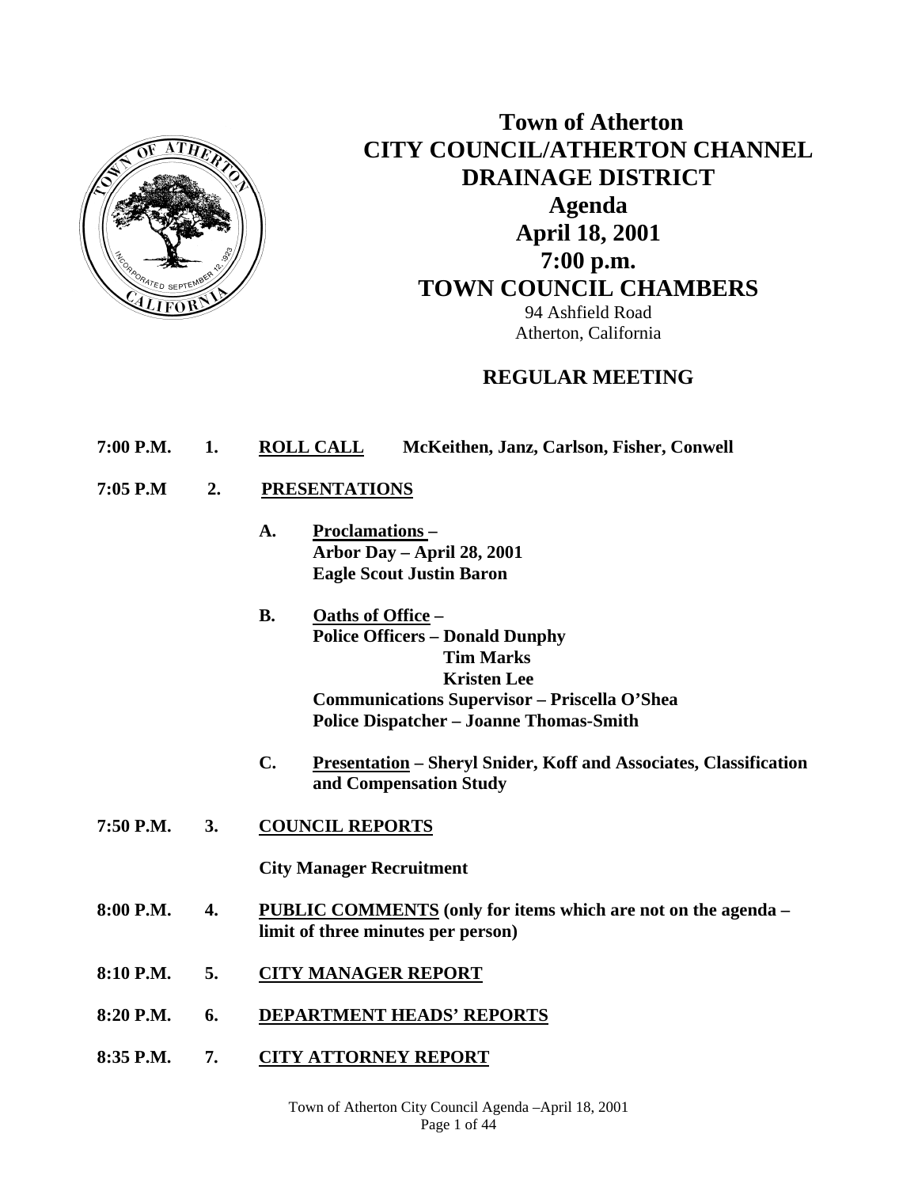# Town of Atherton
# CITY COUNCIL/ATHERTON CHANNEL DRAINAGE DISTRICT
# Agenda
## April 18, 2001
## 7:00 p.m.
## TOWN COUNCIL CHAMBERS

94 Ashfield Road
Atherton, California

## REGULAR MEETING

**7:00 P.M. 1. <u>ROLL CALL</u> McKeithen, Janz, Carlson, Fisher, Conwell**

**7:05 P.M 2. <u>PRESENTATIONS</u>**

- **A. <u>Proclamations</u> –**
  **Arbor Day – April 28, 2001**
  **Eagle Scout Justin Baron**

- **B. <u>Oaths of Office</u> –**
  **Police Officers – Donald Dunphy**
  **Tim Marks**
  **Kristen Lee**
  **Communications Supervisor – Priscella O'Shea**
  **Police Dispatcher – Joanne Thomas-Smith**

- **C. <u>Presentation</u> – Sheryl Snider, Koff and Associates, Classification and Compensation Study**

**7:50 P.M. 3. <u>COUNCIL REPORTS</u>**

**City Manager Recruitment**

**8:00 P.M. 4. <u>PUBLIC COMMENTS</u> (only for items which are not on the agenda – limit of three minutes per person)**

**8:10 P.M. 5. <u>CITY MANAGER REPORT</u>**

**8:20 P.M. 6. <u>DEPARTMENT HEADS' REPORTS</u>**

**8:35 P.M. 7. <u>CITY ATTORNEY REPORT</u>**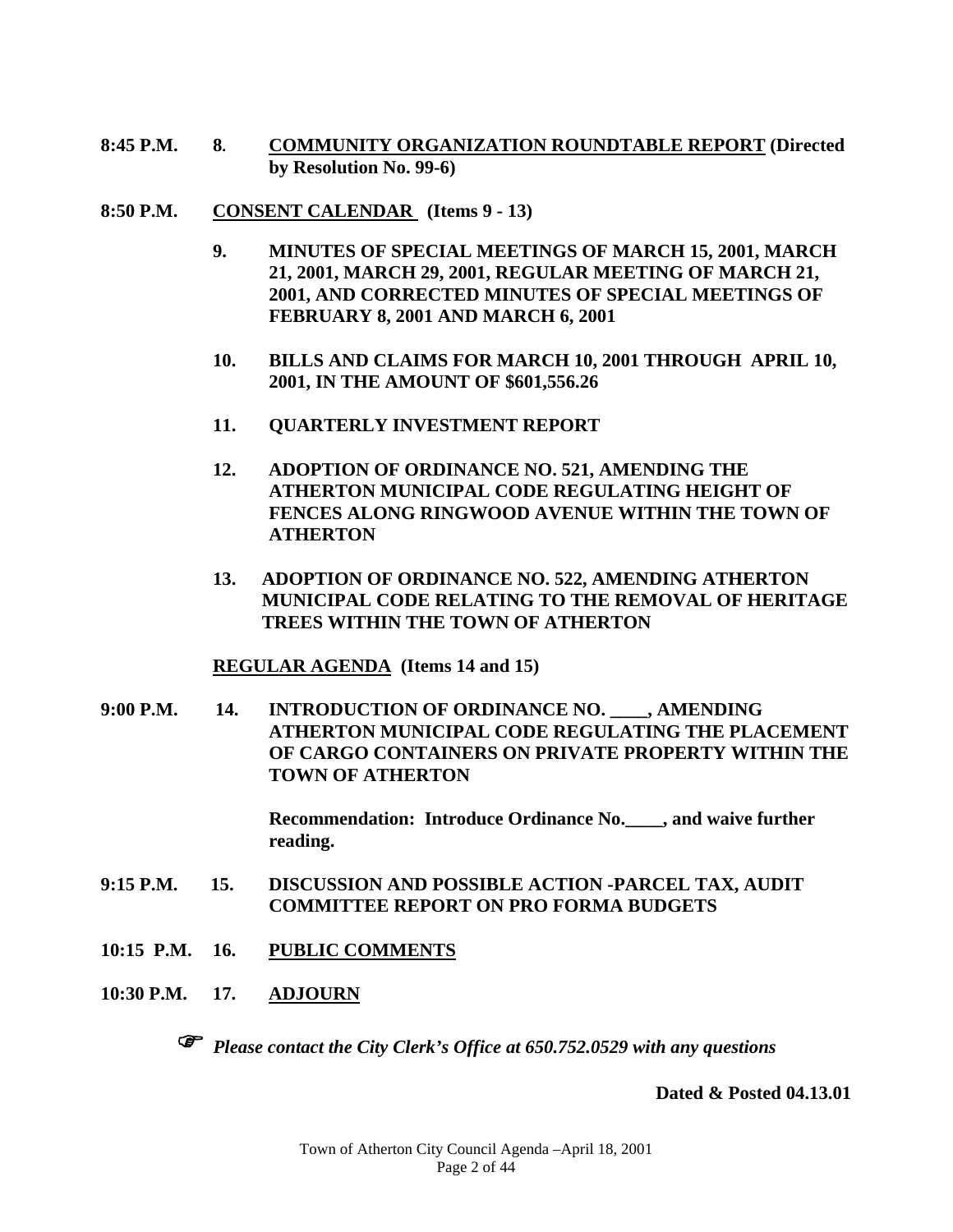**8:45 P.M.** **8.** **<u>COMMUNITY ORGANIZATION ROUNDTABLE REPORT</u> (Directed by Resolution No. 99-6)**

**8:50 P.M.** **<u>CONSENT CALENDAR</u> (Items 9 - 13)**

**9. MINUTES OF SPECIAL MEETINGS OF MARCH 15, 2001, MARCH 21, 2001, MARCH 29, 2001, REGULAR MEETING OF MARCH 21, 2001, AND CORRECTED MINUTES OF SPECIAL MEETINGS OF FEBRUARY 8, 2001 AND MARCH 6, 2001**

**10. BILLS AND CLAIMS FOR MARCH 10, 2001 THROUGH APRIL 10, 2001, IN THE AMOUNT OF $601,556.26**

**11. QUARTERLY INVESTMENT REPORT**

**12. ADOPTION OF ORDINANCE NO. 521, AMENDING THE ATHERTON MUNICIPAL CODE REGULATING HEIGHT OF FENCES ALONG RINGWOOD AVENUE WITHIN THE TOWN OF ATHERTON**

**13. ADOPTION OF ORDINANCE NO. 522, AMENDING ATHERTON MUNICIPAL CODE RELATING TO THE REMOVAL OF HERITAGE TREES WITHIN THE TOWN OF ATHERTON**

**<u>REGULAR AGENDA</u> (Items 14 and 15)**

**9:00 P.M.** **14. INTRODUCTION OF ORDINANCE NO. ____, AMENDING ATHERTON MUNICIPAL CODE REGULATING THE PLACEMENT OF CARGO CONTAINERS ON PRIVATE PROPERTY WITHIN THE TOWN OF ATHERTON**

**Recommendation: Introduce Ordinance No.____, and waive further reading.**

**9:15 P.M.** **15. DISCUSSION AND POSSIBLE ACTION -PARCEL TAX, AUDIT COMMITTEE REPORT ON PRO FORMA BUDGETS**

**10:15 P.M.** **16. <u>PUBLIC COMMENTS</u>**

**10:30 P.M.** **17. <u>ADJOURN</u>**

***Please contact the City Clerk's Office at 650.752.0529 with any questions***

**Dated & Posted 04.13.01**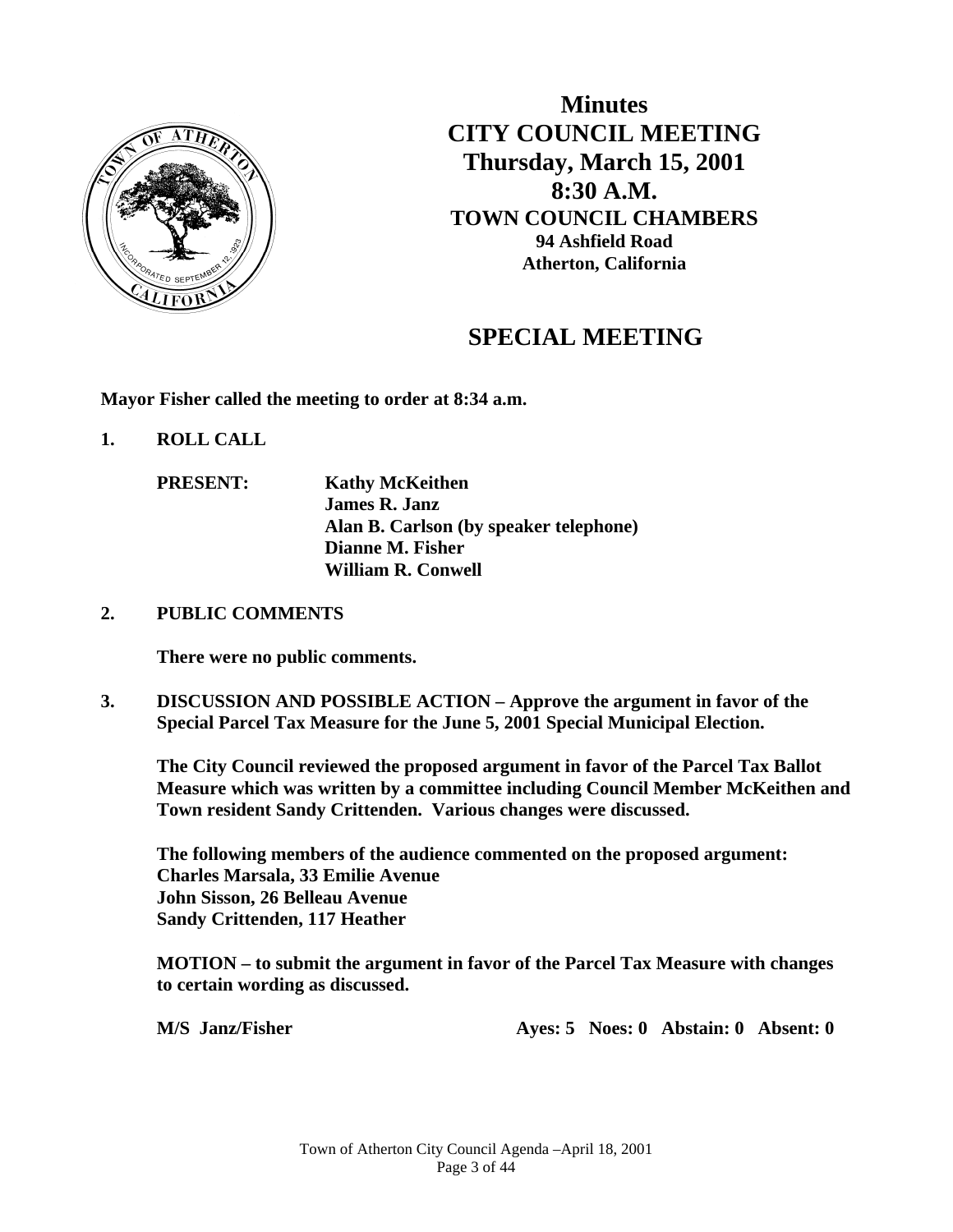# Minutes
# CITY COUNCIL MEETING
## Thursday, March 15, 2001
## 8:30 A.M.
### TOWN COUNCIL CHAMBERS
**94 Ashfield Road**
**Atherton, California**

## SPECIAL MEETING

**Mayor Fisher called the meeting to order at 8:34 a.m.**

**1. ROLL CALL**

**PRESENT:**
**Kathy McKeithen**
**James R. Janz**
**Alan B. Carlson (by speaker telephone)**
**Dianne M. Fisher**
**William R. Conwell**

**2. PUBLIC COMMENTS**

**There were no public comments.**

**3. DISCUSSION AND POSSIBLE ACTION – Approve the argument in favor of the Special Parcel Tax Measure for the June 5, 2001 Special Municipal Election.**

**The City Council reviewed the proposed argument in favor of the Parcel Tax Ballot Measure which was written by a committee including Council Member McKeithen and Town resident Sandy Crittenden. Various changes were discussed.**

**The following members of the audience commented on the proposed argument:**
**Charles Marsala, 33 Emilie Avenue**
**John Sisson, 26 Belleau Avenue**
**Sandy Crittenden, 117 Heather**

**MOTION – to submit the argument in favor of the Parcel Tax Measure with changes to certain wording as discussed.**

**M/S Janz/Fisher** **Ayes: 5 Noes: 0 Abstain: 0 Absent: 0**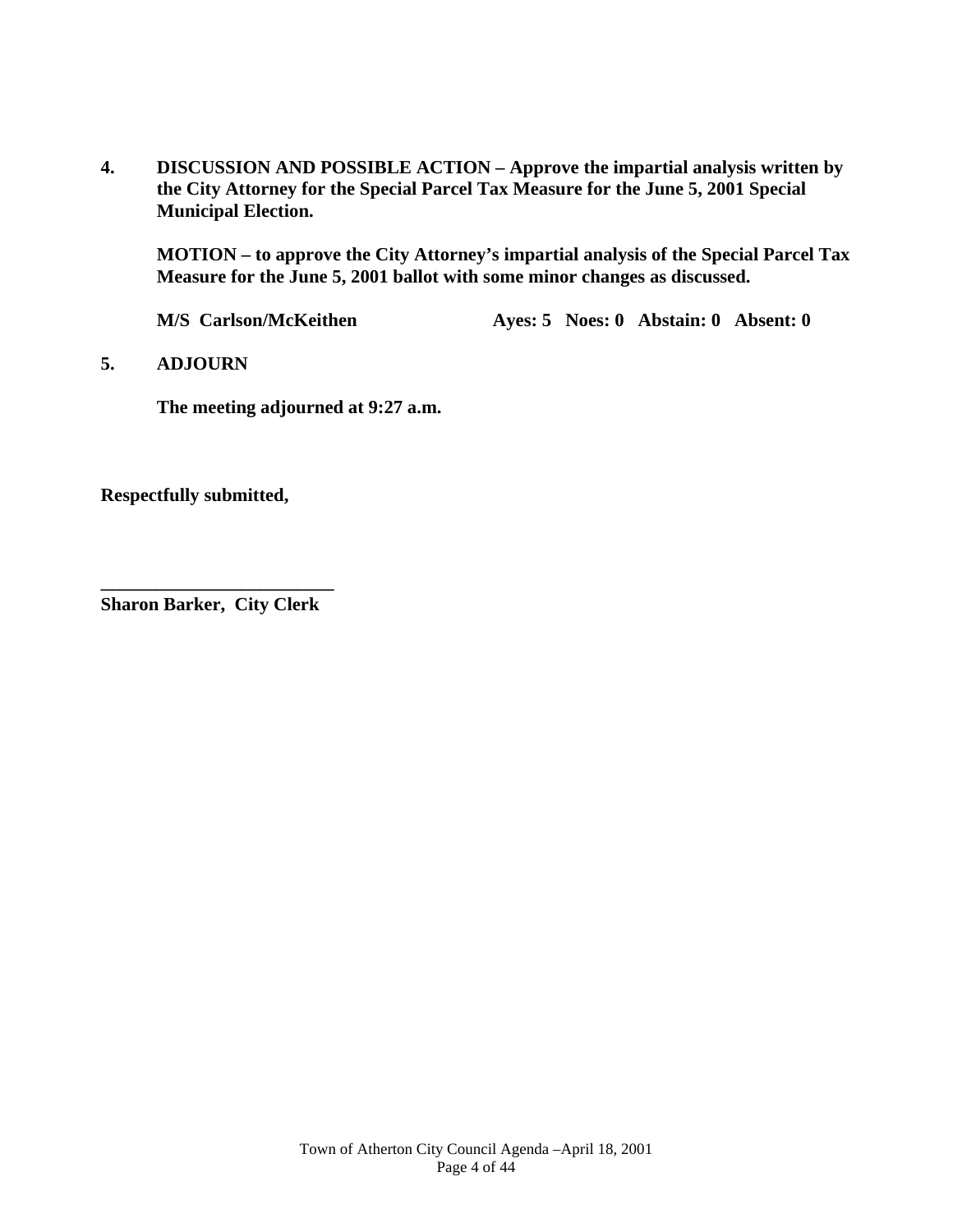**4. DISCUSSION AND POSSIBLE ACTION – Approve the impartial analysis written by the City Attorney for the Special Parcel Tax Measure for the June 5, 2001 Special Municipal Election.**

**MOTION – to approve the City Attorney's impartial analysis of the Special Parcel Tax Measure for the June 5, 2001 ballot with some minor changes as discussed.**

**M/S Carlson/McKeithen Ayes: 5 Noes: 0 Abstain: 0 Absent: 0**

**5. ADJOURN**

**The meeting adjourned at 9:27 a.m.**

**Respectfully submitted,**

**\_\_\_\_\_\_\_\_\_\_\_\_\_\_\_\_\_\_\_\_\_\_\_\_\_\_**
**Sharon Barker, City Clerk**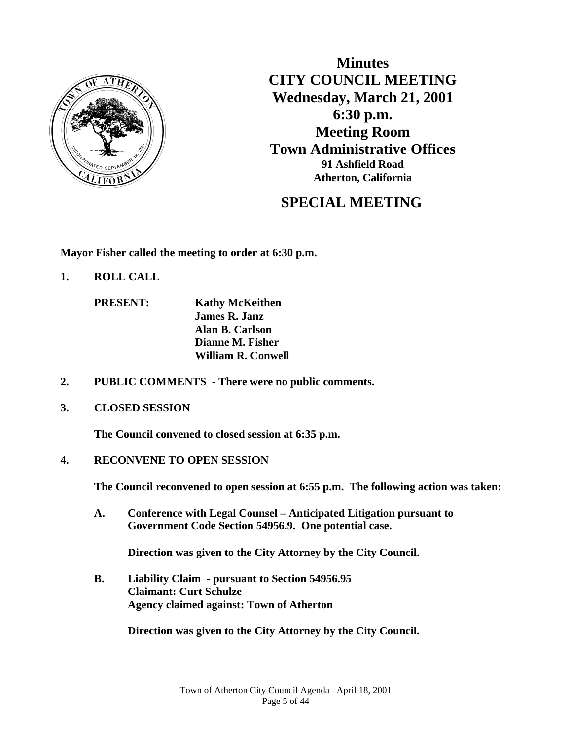# Minutes
# CITY COUNCIL MEETING
## Wednesday, March 21, 2001
## 6:30 p.m.
## Meeting Room
## Town Administrative Offices
### 91 Ashfield Road
### Atherton, California

## SPECIAL MEETING

**Mayor Fisher called the meeting to order at 6:30 p.m.**

**1. ROLL CALL**

**PRESENT:** **Kathy McKeithen**
**James R. Janz**
**Alan B. Carlson**
**Dianne M. Fisher**
**William R. Conwell**

**2. PUBLIC COMMENTS - There were no public comments.**

**3. CLOSED SESSION**

**The Council convened to closed session at 6:35 p.m.**

**4. RECONVENE TO OPEN SESSION**

**The Council reconvened to open session at 6:55 p.m. The following action was taken:**

**A. Conference with Legal Counsel – Anticipated Litigation pursuant to Government Code Section 54956.9. One potential case.**

**Direction was given to the City Attorney by the City Council.**

**B. Liability Claim - pursuant to Section 54956.95**
**Claimant: Curt Schulze**
**Agency claimed against: Town of Atherton**

**Direction was given to the City Attorney by the City Council.**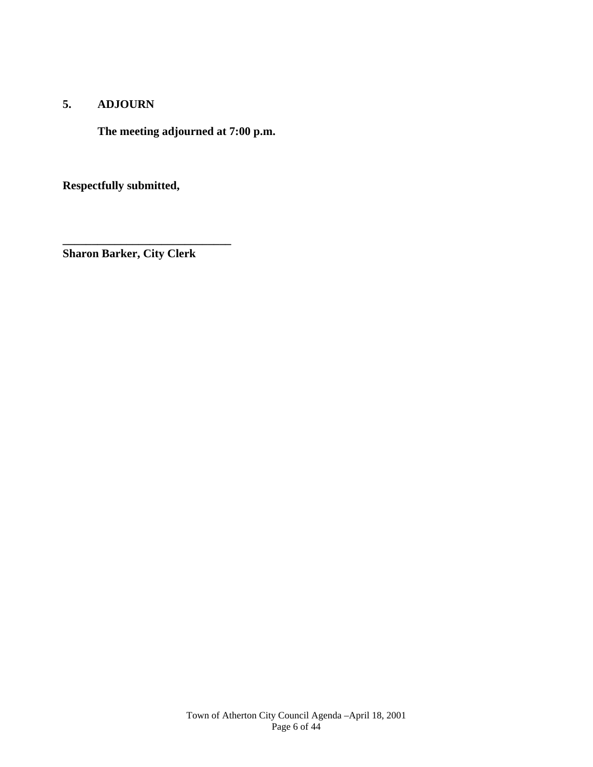**5. ADJOURN**

**The meeting adjourned at 7:00 p.m.**

**Respectfully submitted,**

**______________________________**
**Sharon Barker, City Clerk**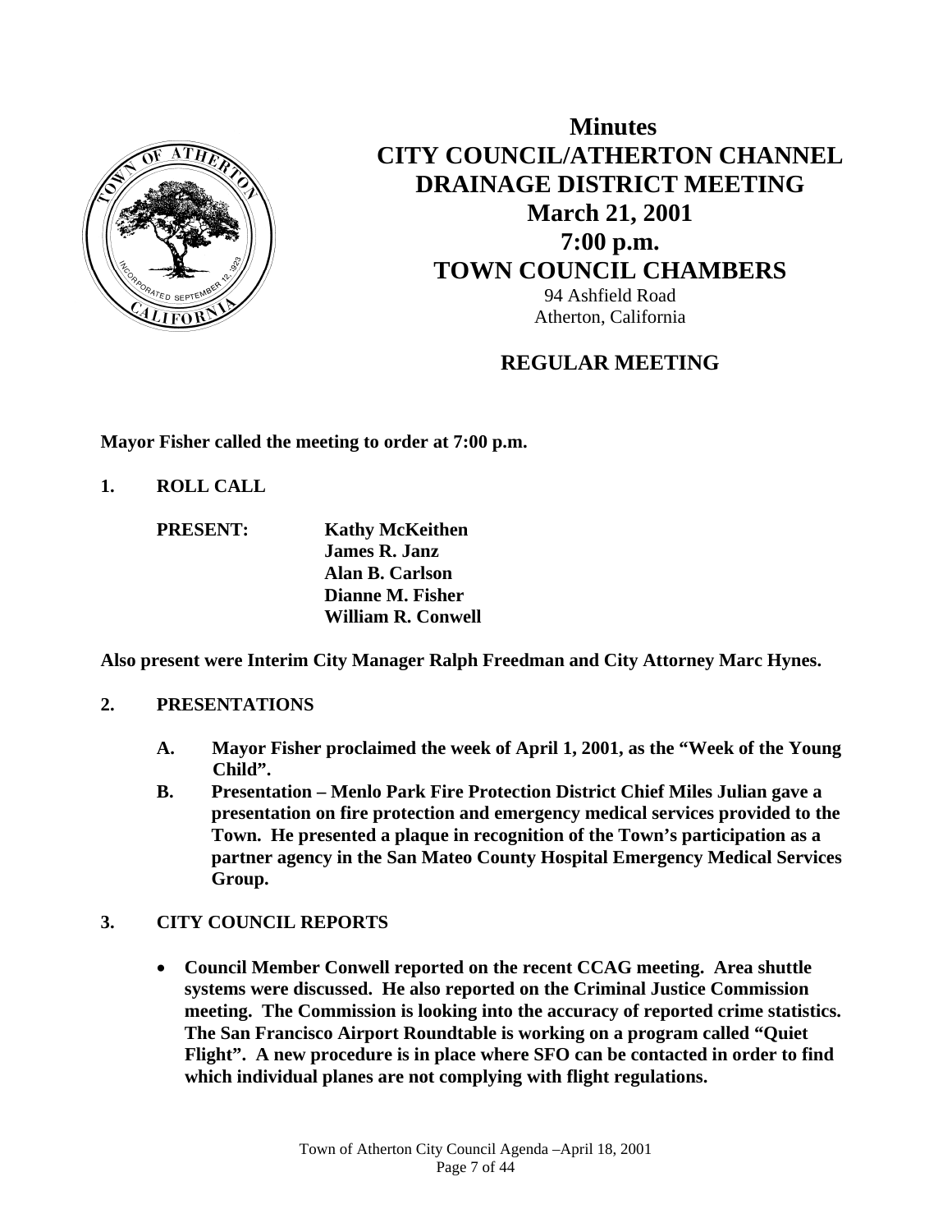# Minutes
# CITY COUNCIL/ATHERTON CHANNEL DRAINAGE DISTRICT MEETING
# March 21, 2001
# 7:00 p.m.
# TOWN COUNCIL CHAMBERS

94 Ashfield Road
Atherton, California

## REGULAR MEETING

**Mayor Fisher called the meeting to order at 7:00 p.m.**

**1. ROLL CALL**

**PRESENT:** **Kathy McKeithen**
**James R. Janz**
**Alan B. Carlson**
**Dianne M. Fisher**
**William R. Conwell**

**Also present were Interim City Manager Ralph Freedman and City Attorney Marc Hynes.**

**2. PRESENTATIONS**

**A. Mayor Fisher proclaimed the week of April 1, 2001, as the "Week of the Young Child".**

**B. Presentation – Menlo Park Fire Protection District Chief Miles Julian gave a presentation on fire protection and emergency medical services provided to the Town. He presented a plaque in recognition of the Town's participation as a partner agency in the San Mateo County Hospital Emergency Medical Services Group.**

**3. CITY COUNCIL REPORTS**

- **Council Member Conwell reported on the recent CCAG meeting. Area shuttle systems were discussed. He also reported on the Criminal Justice Commission meeting. The Commission is looking into the accuracy of reported crime statistics. The San Francisco Airport Roundtable is working on a program called "Quiet Flight". A new procedure is in place where SFO can be contacted in order to find which individual planes are not complying with flight regulations.**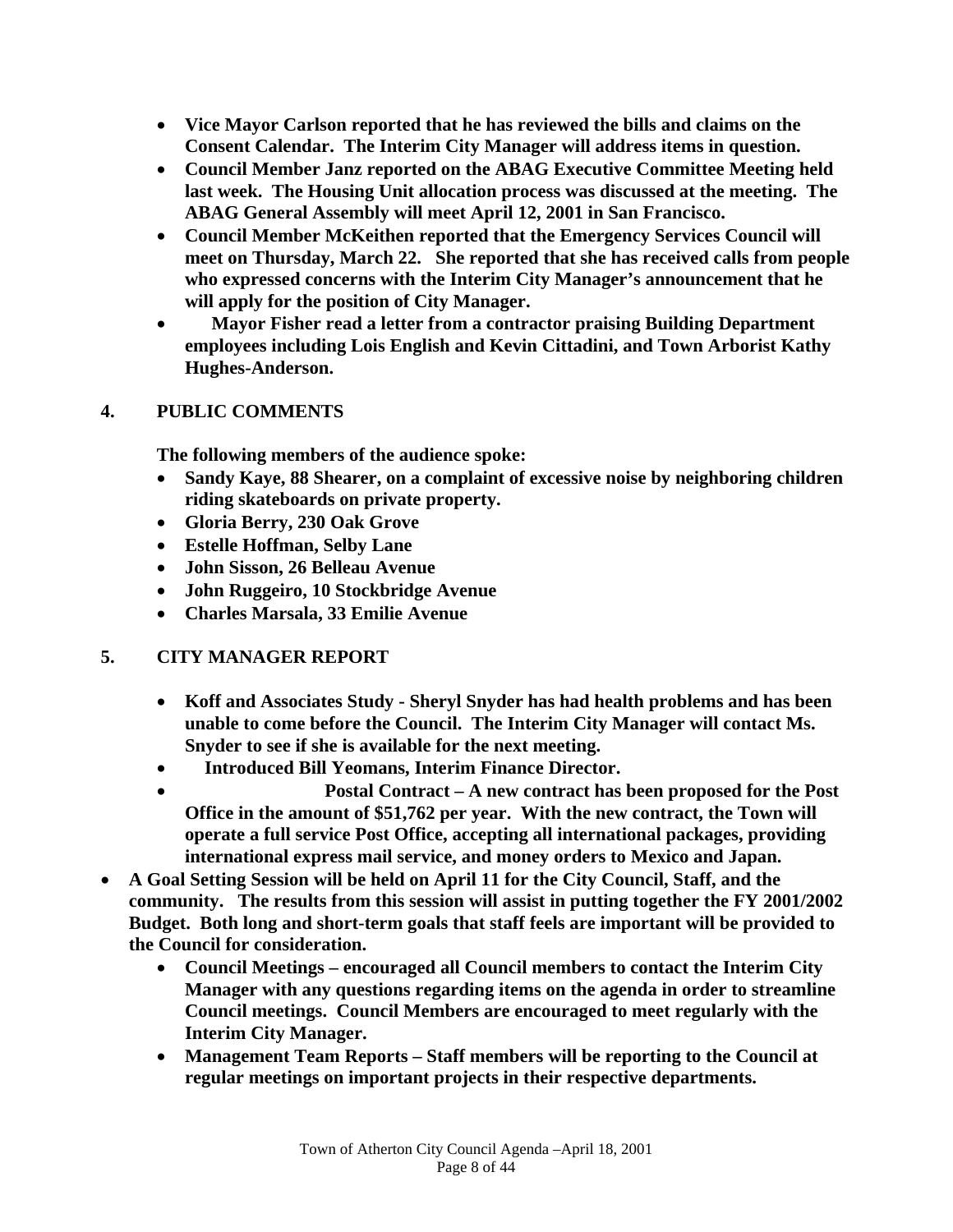- **Vice Mayor Carlson reported that he has reviewed the bills and claims on the Consent Calendar. The Interim City Manager will address items in question.**
- **Council Member Janz reported on the ABAG Executive Committee Meeting held last week. The Housing Unit allocation process was discussed at the meeting. The ABAG General Assembly will meet April 12, 2001 in San Francisco.**
- **Council Member McKeithen reported that the Emergency Services Council will meet on Thursday, March 22. She reported that she has received calls from people who expressed concerns with the Interim City Manager's announcement that he will apply for the position of City Manager.**
- **Mayor Fisher read a letter from a contractor praising Building Department employees including Lois English and Kevin Cittadini, and Town Arborist Kathy Hughes-Anderson.**

## 4. PUBLIC COMMENTS

**The following members of the audience spoke:**

- **Sandy Kaye, 88 Shearer, on a complaint of excessive noise by neighboring children riding skateboards on private property.**
- **Gloria Berry, 230 Oak Grove**
- **Estelle Hoffman, Selby Lane**
- **John Sisson, 26 Belleau Avenue**
- **John Ruggeiro, 10 Stockbridge Avenue**
- **Charles Marsala, 33 Emilie Avenue**

## 5. CITY MANAGER REPORT

- **Koff and Associates Study - Sheryl Snyder has had health problems and has been unable to come before the Council. The Interim City Manager will contact Ms. Snyder to see if she is available for the next meeting.**
- **Introduced Bill Yeomans, Interim Finance Director.**
- **Postal Contract – A new contract has been proposed for the Post Office in the amount of $51,762 per year. With the new contract, the Town will operate a full service Post Office, accepting all international packages, providing international express mail service, and money orders to Mexico and Japan.**
- **A Goal Setting Session will be held on April 11 for the City Council, Staff, and the community. The results from this session will assist in putting together the FY 2001/2002 Budget. Both long and short-term goals that staff feels are important will be provided to the Council for consideration.**
- **Council Meetings – encouraged all Council members to contact the Interim City Manager with any questions regarding items on the agenda in order to streamline Council meetings. Council Members are encouraged to meet regularly with the Interim City Manager.**
- **Management Team Reports – Staff members will be reporting to the Council at regular meetings on important projects in their respective departments.**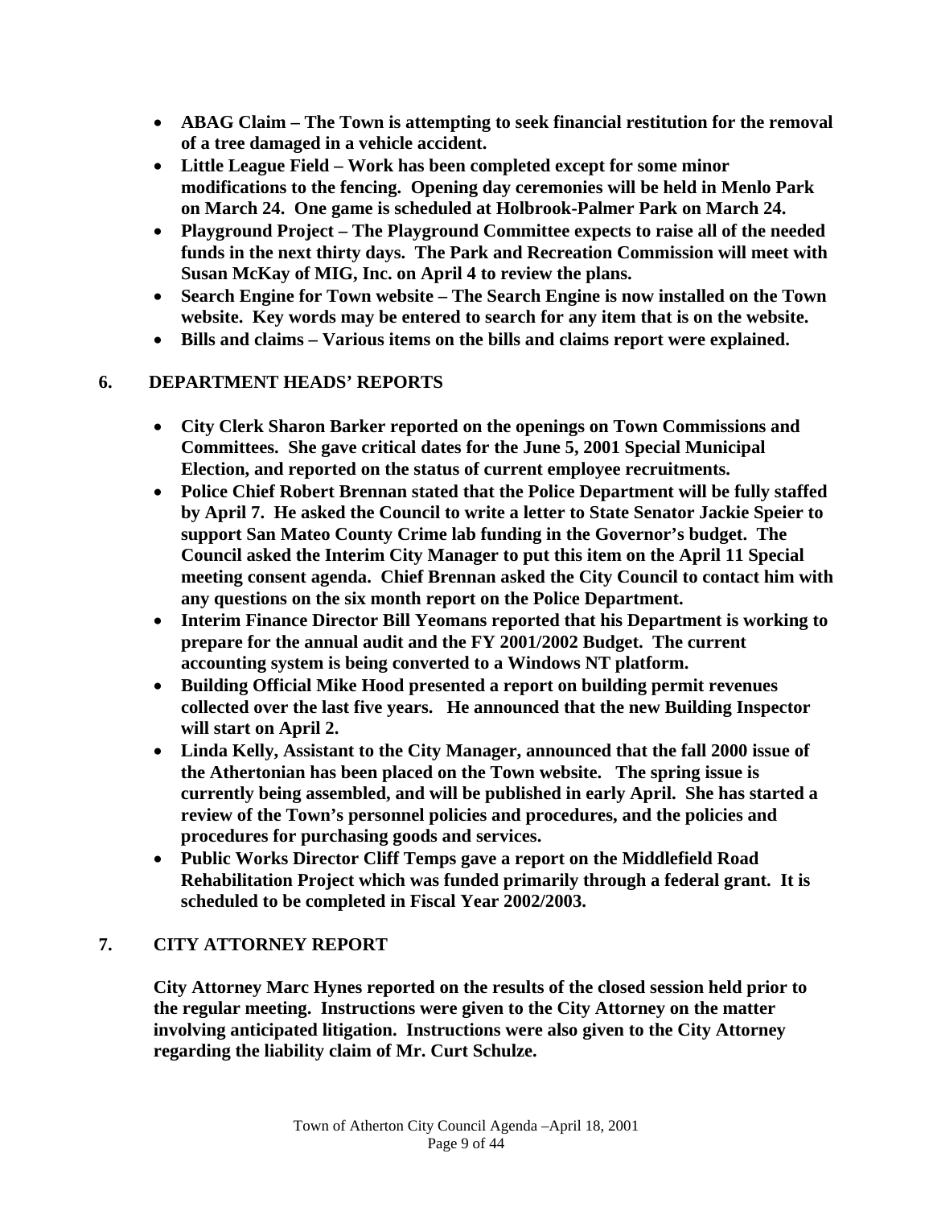- **ABAG Claim – The Town is attempting to seek financial restitution for the removal of a tree damaged in a vehicle accident.**
- **Little League Field – Work has been completed except for some minor modifications to the fencing. Opening day ceremonies will be held in Menlo Park on March 24. One game is scheduled at Holbrook-Palmer Park on March 24.**
- **Playground Project – The Playground Committee expects to raise all of the needed funds in the next thirty days. The Park and Recreation Commission will meet with Susan McKay of MIG, Inc. on April 4 to review the plans.**
- **Search Engine for Town website – The Search Engine is now installed on the Town website. Key words may be entered to search for any item that is on the website.**
- **Bills and claims – Various items on the bills and claims report were explained.**

## 6. DEPARTMENT HEADS' REPORTS

- **City Clerk Sharon Barker reported on the openings on Town Commissions and Committees. She gave critical dates for the June 5, 2001 Special Municipal Election, and reported on the status of current employee recruitments.**
- **Police Chief Robert Brennan stated that the Police Department will be fully staffed by April 7. He asked the Council to write a letter to State Senator Jackie Speier to support San Mateo County Crime lab funding in the Governor's budget. The Council asked the Interim City Manager to put this item on the April 11 Special meeting consent agenda. Chief Brennan asked the City Council to contact him with any questions on the six month report on the Police Department.**
- **Interim Finance Director Bill Yeomans reported that his Department is working to prepare for the annual audit and the FY 2001/2002 Budget. The current accounting system is being converted to a Windows NT platform.**
- **Building Official Mike Hood presented a report on building permit revenues collected over the last five years. He announced that the new Building Inspector will start on April 2.**
- **Linda Kelly, Assistant to the City Manager, announced that the fall 2000 issue of the Athertonian has been placed on the Town website. The spring issue is currently being assembled, and will be published in early April. She has started a review of the Town's personnel policies and procedures, and the policies and procedures for purchasing goods and services.**
- **Public Works Director Cliff Temps gave a report on the Middlefield Road Rehabilitation Project which was funded primarily through a federal grant. It is scheduled to be completed in Fiscal Year 2002/2003.**

## 7. CITY ATTORNEY REPORT

**City Attorney Marc Hynes reported on the results of the closed session held prior to the regular meeting. Instructions were given to the City Attorney on the matter involving anticipated litigation. Instructions were also given to the City Attorney regarding the liability claim of Mr. Curt Schulze.**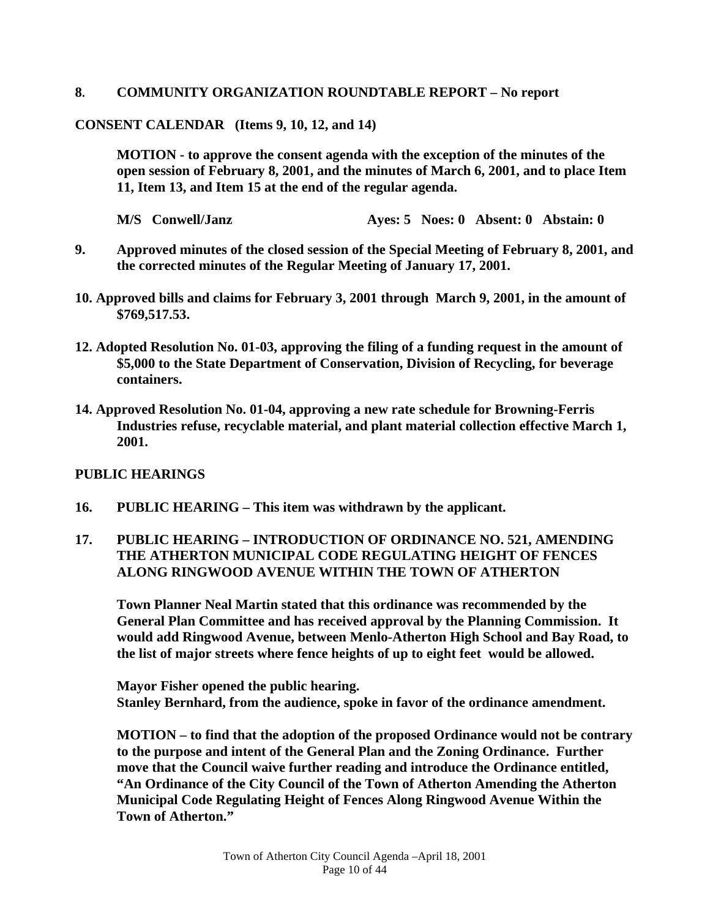**8. COMMUNITY ORGANIZATION ROUNDTABLE REPORT – No report**

**CONSENT CALENDAR (Items 9, 10, 12, and 14)**

**MOTION - to approve the consent agenda with the exception of the minutes of the open session of February 8, 2001, and the minutes of March 6, 2001, and to place Item 11, Item 13, and Item 15 at the end of the regular agenda.**

**M/S Conwell/Janz Ayes: 5 Noes: 0 Absent: 0 Abstain: 0**

**9. Approved minutes of the closed session of the Special Meeting of February 8, 2001, and the corrected minutes of the Regular Meeting of January 17, 2001.**

**10. Approved bills and claims for February 3, 2001 through March 9, 2001, in the amount of $769,517.53.**

**12. Adopted Resolution No. 01-03, approving the filing of a funding request in the amount of $5,000 to the State Department of Conservation, Division of Recycling, for beverage containers.**

**14. Approved Resolution No. 01-04, approving a new rate schedule for Browning-Ferris Industries refuse, recyclable material, and plant material collection effective March 1, 2001.**

**PUBLIC HEARINGS**

**16. PUBLIC HEARING – This item was withdrawn by the applicant.**

**17. PUBLIC HEARING – INTRODUCTION OF ORDINANCE NO. 521, AMENDING THE ATHERTON MUNICIPAL CODE REGULATING HEIGHT OF FENCES ALONG RINGWOOD AVENUE WITHIN THE TOWN OF ATHERTON**

**Town Planner Neal Martin stated that this ordinance was recommended by the General Plan Committee and has received approval by the Planning Commission. It would add Ringwood Avenue, between Menlo-Atherton High School and Bay Road, to the list of major streets where fence heights of up to eight feet would be allowed.**

**Mayor Fisher opened the public hearing.**
**Stanley Bernhard, from the audience, spoke in favor of the ordinance amendment.**

**MOTION – to find that the adoption of the proposed Ordinance would not be contrary to the purpose and intent of the General Plan and the Zoning Ordinance. Further move that the Council waive further reading and introduce the Ordinance entitled, "An Ordinance of the City Council of the Town of Atherton Amending the Atherton Municipal Code Regulating Height of Fences Along Ringwood Avenue Within the Town of Atherton."**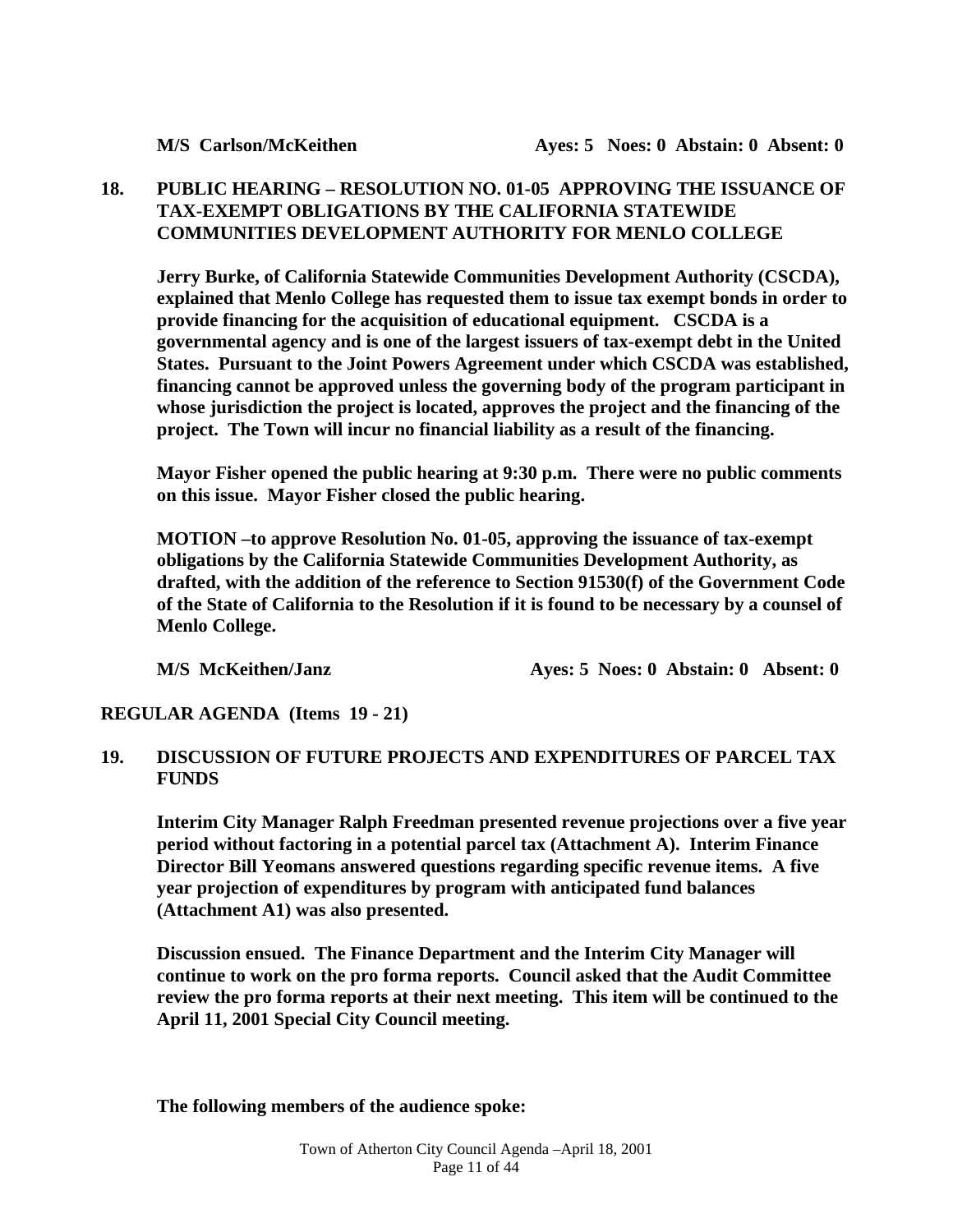**M/S Carlson/McKeithen Ayes: 5 Noes: 0 Abstain: 0 Absent: 0**

**18. PUBLIC HEARING – RESOLUTION NO. 01-05 APPROVING THE ISSUANCE OF TAX-EXEMPT OBLIGATIONS BY THE CALIFORNIA STATEWIDE COMMUNITIES DEVELOPMENT AUTHORITY FOR MENLO COLLEGE**

**Jerry Burke, of California Statewide Communities Development Authority (CSCDA), explained that Menlo College has requested them to issue tax exempt bonds in order to provide financing for the acquisition of educational equipment. CSCDA is a governmental agency and is one of the largest issuers of tax-exempt debt in the United States. Pursuant to the Joint Powers Agreement under which CSCDA was established, financing cannot be approved unless the governing body of the program participant in whose jurisdiction the project is located, approves the project and the financing of the project. The Town will incur no financial liability as a result of the financing.**

**Mayor Fisher opened the public hearing at 9:30 p.m. There were no public comments on this issue. Mayor Fisher closed the public hearing.**

**MOTION –to approve Resolution No. 01-05, approving the issuance of tax-exempt obligations by the California Statewide Communities Development Authority, as drafted, with the addition of the reference to Section 91530(f) of the Government Code of the State of California to the Resolution if it is found to be necessary by a counsel of Menlo College.**

**M/S McKeithen/Janz Ayes: 5 Noes: 0 Abstain: 0 Absent: 0**

**REGULAR AGENDA (Items 19 - 21)**

**19. DISCUSSION OF FUTURE PROJECTS AND EXPENDITURES OF PARCEL TAX FUNDS**

**Interim City Manager Ralph Freedman presented revenue projections over a five year period without factoring in a potential parcel tax (Attachment A). Interim Finance Director Bill Yeomans answered questions regarding specific revenue items. A five year projection of expenditures by program with anticipated fund balances (Attachment A1) was also presented.**

**Discussion ensued. The Finance Department and the Interim City Manager will continue to work on the pro forma reports. Council asked that the Audit Committee review the pro forma reports at their next meeting. This item will be continued to the April 11, 2001 Special City Council meeting.**

**The following members of the audience spoke:**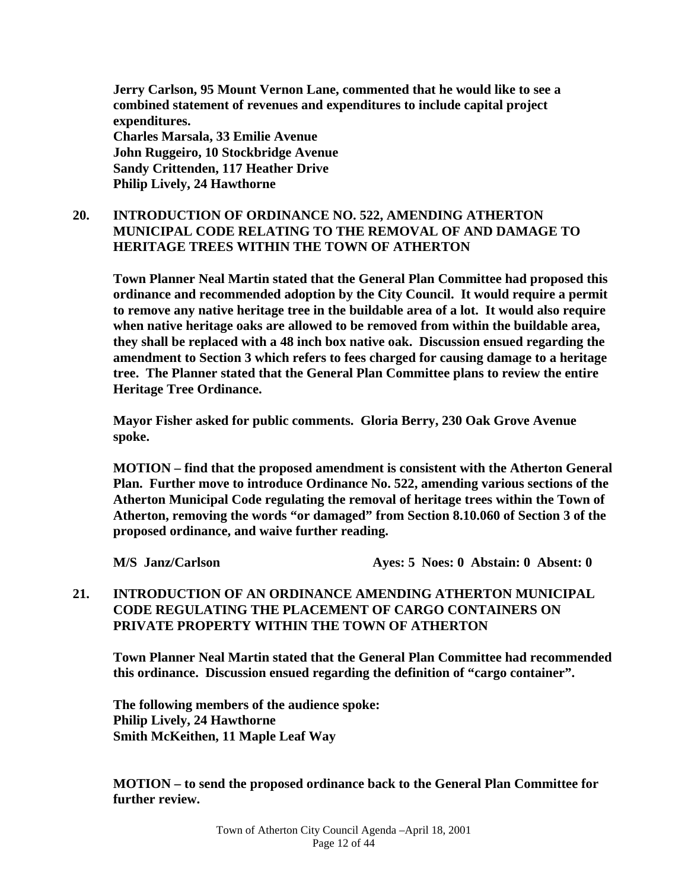**Jerry Carlson, 95 Mount Vernon Lane, commented that he would like to see a combined statement of revenues and expenditures to include capital project expenditures.**
**Charles Marsala, 33 Emilie Avenue**
**John Ruggeiro, 10 Stockbridge Avenue**
**Sandy Crittenden, 117 Heather Drive**
**Philip Lively, 24 Hawthorne**

## 20. INTRODUCTION OF ORDINANCE NO. 522, AMENDING ATHERTON MUNICIPAL CODE RELATING TO THE REMOVAL OF AND DAMAGE TO HERITAGE TREES WITHIN THE TOWN OF ATHERTON

**Town Planner Neal Martin stated that the General Plan Committee had proposed this ordinance and recommended adoption by the City Council. It would require a permit to remove any native heritage tree in the buildable area of a lot. It would also require when native heritage oaks are allowed to be removed from within the buildable area, they shall be replaced with a 48 inch box native oak. Discussion ensued regarding the amendment to Section 3 which refers to fees charged for causing damage to a heritage tree. The Planner stated that the General Plan Committee plans to review the entire Heritage Tree Ordinance.**

**Mayor Fisher asked for public comments. Gloria Berry, 230 Oak Grove Avenue spoke.**

**MOTION – find that the proposed amendment is consistent with the Atherton General Plan. Further move to introduce Ordinance No. 522, amending various sections of the Atherton Municipal Code regulating the removal of heritage trees within the Town of Atherton, removing the words "or damaged" from Section 8.10.060 of Section 3 of the proposed ordinance, and waive further reading.**

**M/S Janz/Carlson** **Ayes: 5 Noes: 0 Abstain: 0 Absent: 0**

## 21. INTRODUCTION OF AN ORDINANCE AMENDING ATHERTON MUNICIPAL CODE REGULATING THE PLACEMENT OF CARGO CONTAINERS ON PRIVATE PROPERTY WITHIN THE TOWN OF ATHERTON

**Town Planner Neal Martin stated that the General Plan Committee had recommended this ordinance. Discussion ensued regarding the definition of "cargo container".**

**The following members of the audience spoke:**
**Philip Lively, 24 Hawthorne**
**Smith McKeithen, 11 Maple Leaf Way**

**MOTION – to send the proposed ordinance back to the General Plan Committee for further review.**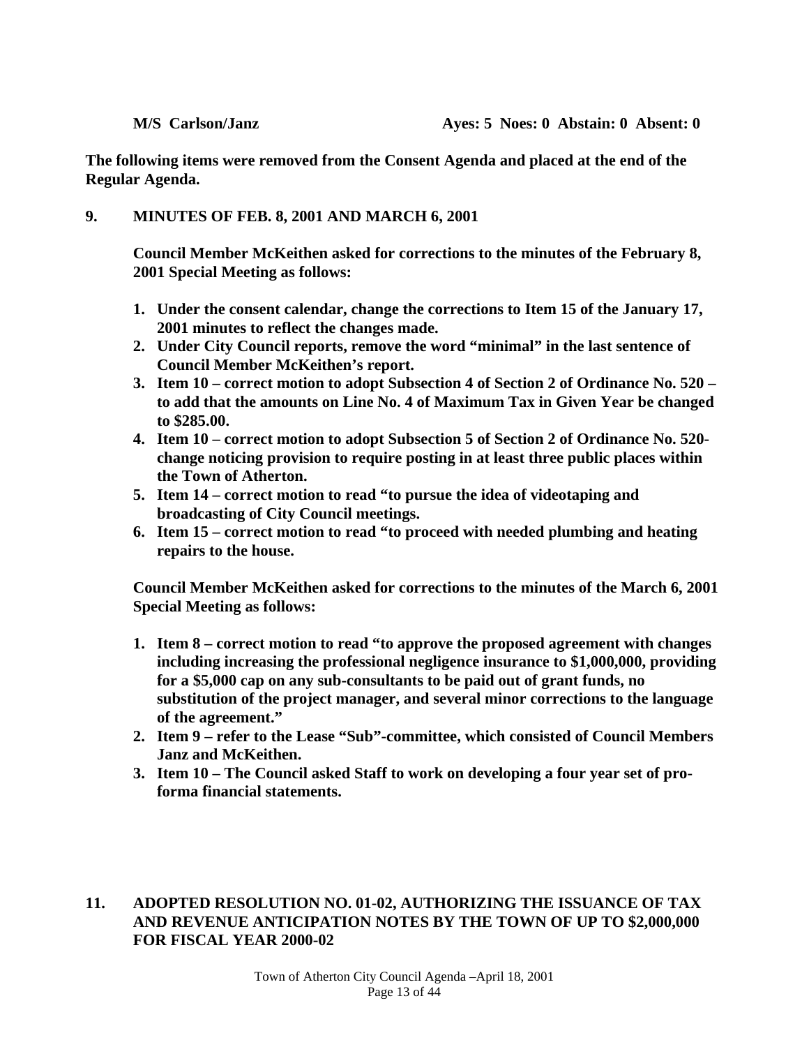**M/S Carlson/Janz** **Ayes: 5 Noes: 0 Abstain: 0 Absent: 0**

**The following items were removed from the Consent Agenda and placed at the end of the Regular Agenda.**

**9. MINUTES OF FEB. 8, 2001 AND MARCH 6, 2001**

**Council Member McKeithen asked for corrections to the minutes of the February 8, 2001 Special Meeting as follows:**

1. **Under the consent calendar, change the corrections to Item 15 of the January 17, 2001 minutes to reflect the changes made.**
2. **Under City Council reports, remove the word "minimal" in the last sentence of Council Member McKeithen's report.**
3. **Item 10 – correct motion to adopt Subsection 4 of Section 2 of Ordinance No. 520 – to add that the amounts on Line No. 4 of Maximum Tax in Given Year be changed to $285.00.**
4. **Item 10 – correct motion to adopt Subsection 5 of Section 2 of Ordinance No. 520-change noticing provision to require posting in at least three public places within the Town of Atherton.**
5. **Item 14 – correct motion to read "to pursue the idea of videotaping and broadcasting of City Council meetings.**
6. **Item 15 – correct motion to read "to proceed with needed plumbing and heating repairs to the house.**

**Council Member McKeithen asked for corrections to the minutes of the March 6, 2001 Special Meeting as follows:**

1. **Item 8 – correct motion to read "to approve the proposed agreement with changes including increasing the professional negligence insurance to $1,000,000, providing for a $5,000 cap on any sub-consultants to be paid out of grant funds, no substitution of the project manager, and several minor corrections to the language of the agreement."**
2. **Item 9 – refer to the Lease "Sub"-committee, which consisted of Council Members Janz and McKeithen.**
3. **Item 10 – The Council asked Staff to work on developing a four year set of pro-forma financial statements.**

**11. ADOPTED RESOLUTION NO. 01-02, AUTHORIZING THE ISSUANCE OF TAX AND REVENUE ANTICIPATION NOTES BY THE TOWN OF UP TO $2,000,000 FOR FISCAL YEAR 2000-02**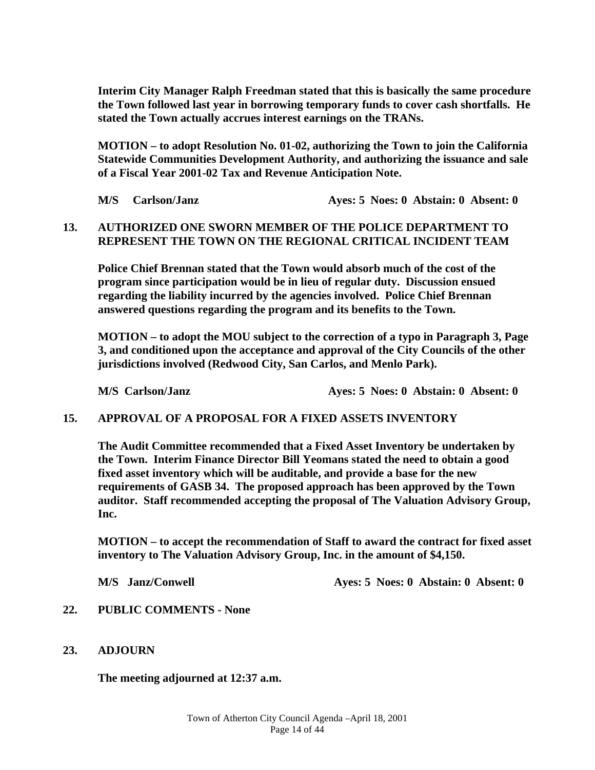**Interim City Manager Ralph Freedman stated that this is basically the same procedure the Town followed last year in borrowing temporary funds to cover cash shortfalls. He stated the Town actually accrues interest earnings on the TRANs.**

**MOTION – to adopt Resolution No. 01-02, authorizing the Town to join the California Statewide Communities Development Authority, and authorizing the issuance and sale of a Fiscal Year 2001-02 Tax and Revenue Anticipation Note.**

**M/S Carlson/Janz Ayes: 5 Noes: 0 Abstain: 0 Absent: 0**

## 13. AUTHORIZED ONE SWORN MEMBER OF THE POLICE DEPARTMENT TO REPRESENT THE TOWN ON THE REGIONAL CRITICAL INCIDENT TEAM

**Police Chief Brennan stated that the Town would absorb much of the cost of the program since participation would be in lieu of regular duty. Discussion ensued regarding the liability incurred by the agencies involved. Police Chief Brennan answered questions regarding the program and its benefits to the Town.**

**MOTION – to adopt the MOU subject to the correction of a typo in Paragraph 3, Page 3, and conditioned upon the acceptance and approval of the City Councils of the other jurisdictions involved (Redwood City, San Carlos, and Menlo Park).**

**M/S Carlson/Janz Ayes: 5 Noes: 0 Abstain: 0 Absent: 0**

## 15. APPROVAL OF A PROPOSAL FOR A FIXED ASSETS INVENTORY

**The Audit Committee recommended that a Fixed Asset Inventory be undertaken by the Town. Interim Finance Director Bill Yeomans stated the need to obtain a good fixed asset inventory which will be auditable, and provide a base for the new requirements of GASB 34. The proposed approach has been approved by the Town auditor. Staff recommended accepting the proposal of The Valuation Advisory Group, Inc.**

**MOTION – to accept the recommendation of Staff to award the contract for fixed asset inventory to The Valuation Advisory Group, Inc. in the amount of $4,150.**

**M/S Janz/Conwell Ayes: 5 Noes: 0 Abstain: 0 Absent: 0**

## 22. PUBLIC COMMENTS - None

## 23. ADJOURN

**The meeting adjourned at 12:37 a.m.**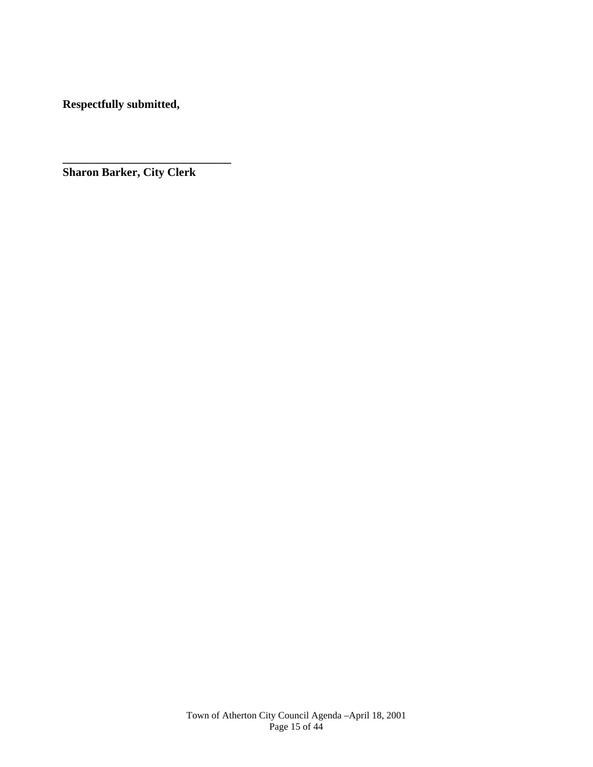**Respectfully submitted,**

**______________________________**
**Sharon Barker, City Clerk**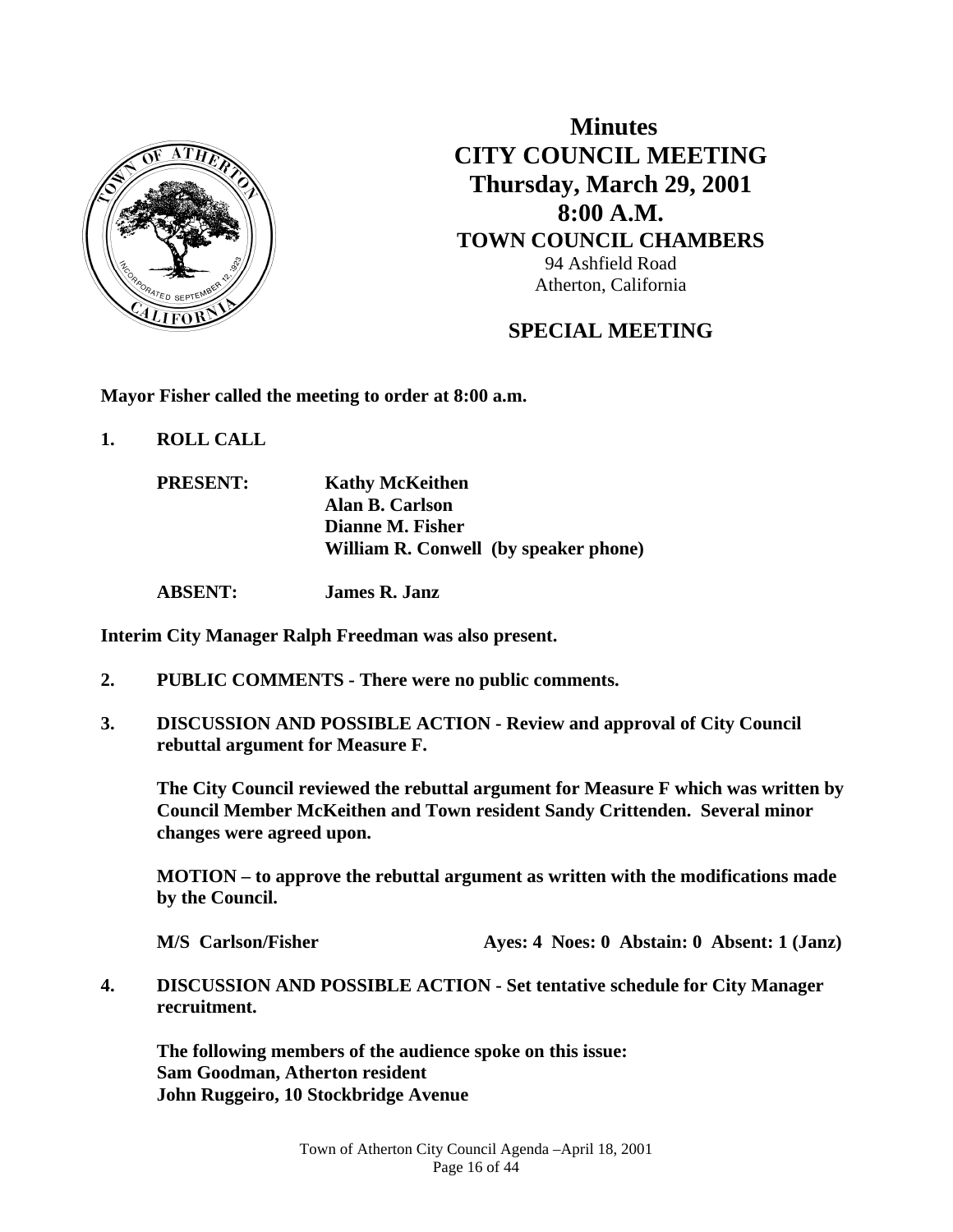# Minutes
# CITY COUNCIL MEETING
## Thursday, March 29, 2001
## 8:00 A.M.
### TOWN COUNCIL CHAMBERS
94 Ashfield Road
Atherton, California

### SPECIAL MEETING

**Mayor Fisher called the meeting to order at 8:00 a.m.**

**1. ROLL CALL**

**PRESENT:** **Kathy McKeithen**
**Alan B. Carlson**
**Dianne M. Fisher**
**William R. Conwell (by speaker phone)**

**ABSENT:** **James R. Janz**

**Interim City Manager Ralph Freedman was also present.**

**2. PUBLIC COMMENTS - There were no public comments.**

**3. DISCUSSION AND POSSIBLE ACTION - Review and approval of City Council rebuttal argument for Measure F.**

**The City Council reviewed the rebuttal argument for Measure F which was written by Council Member McKeithen and Town resident Sandy Crittenden. Several minor changes were agreed upon.**

**MOTION – to approve the rebuttal argument as written with the modifications made by the Council.**

**M/S Carlson/Fisher** **Ayes: 4 Noes: 0 Abstain: 0 Absent: 1 (Janz)**

**4. DISCUSSION AND POSSIBLE ACTION - Set tentative schedule for City Manager recruitment.**

**The following members of the audience spoke on this issue:**
**Sam Goodman, Atherton resident**
**John Ruggeiro, 10 Stockbridge Avenue**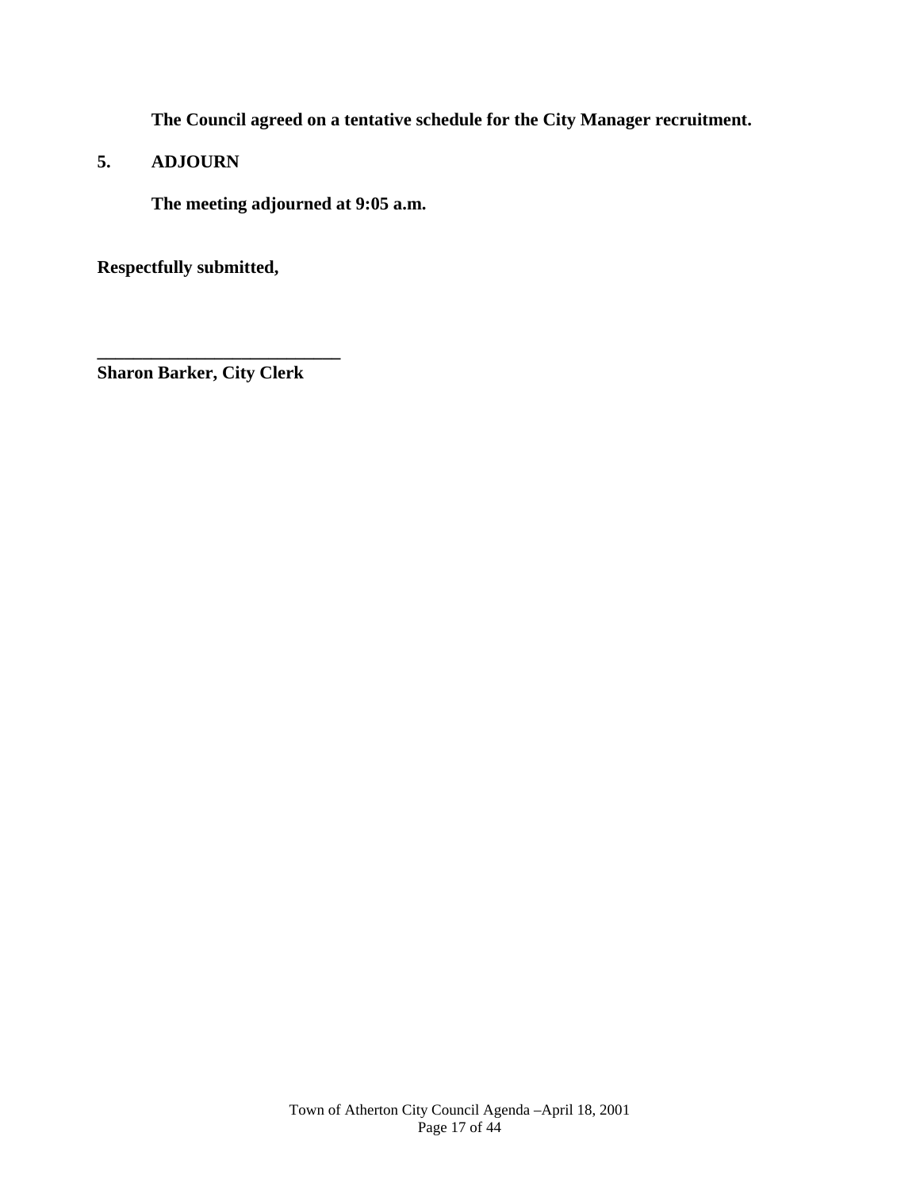**The Council agreed on a tentative schedule for the City Manager recruitment.**

**5. ADJOURN**

**The meeting adjourned at 9:05 a.m.**

**Respectfully submitted,**

**___________________________**
**Sharon Barker, City Clerk**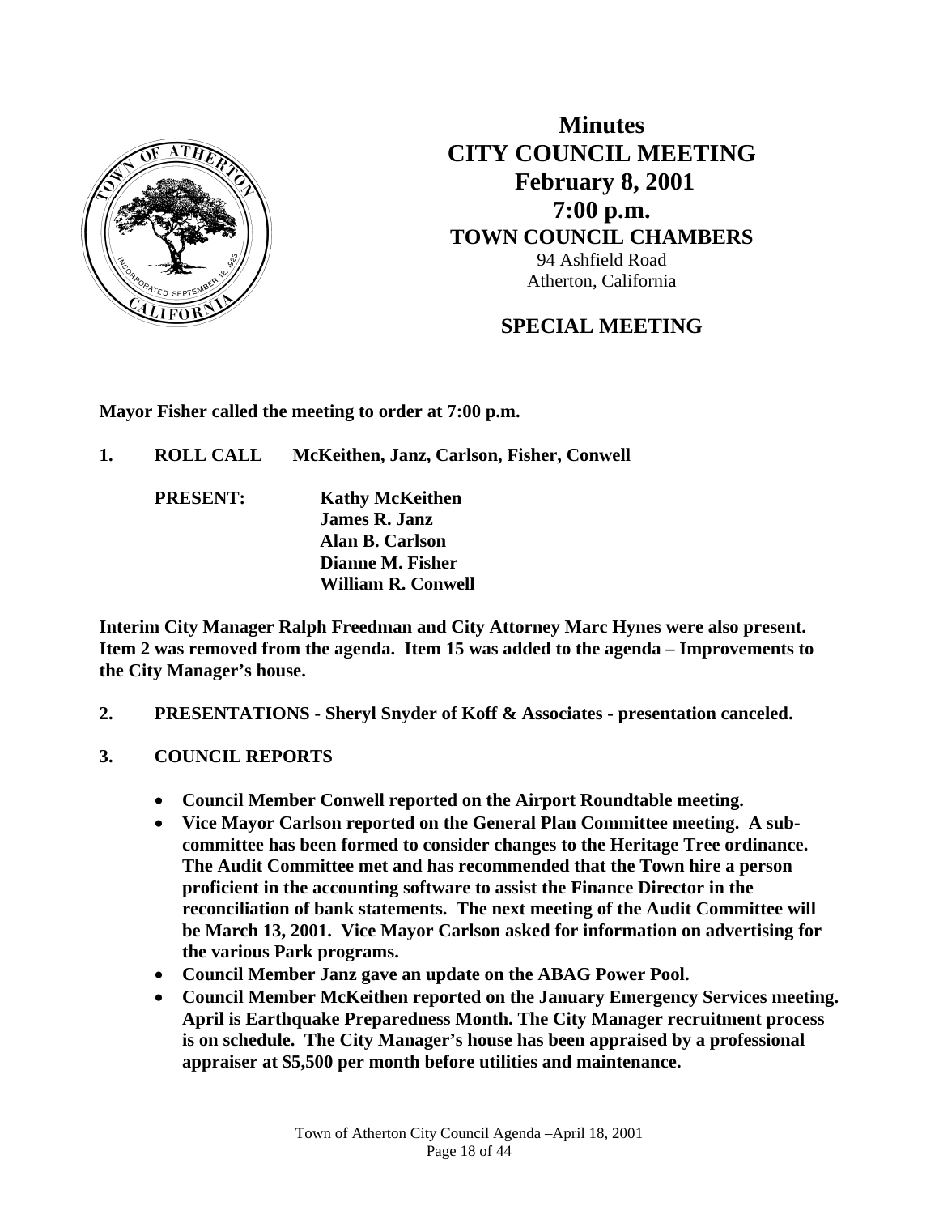# Minutes
# CITY COUNCIL MEETING
## February 8, 2001
## 7:00 p.m.
### TOWN COUNCIL CHAMBERS

94 Ashfield Road
Atherton, California

### SPECIAL MEETING

**Mayor Fisher called the meeting to order at 7:00 p.m.**

**1. ROLL CALL McKeithen, Janz, Carlson, Fisher, Conwell**

**PRESENT:**
**Kathy McKeithen**
**James R. Janz**
**Alan B. Carlson**
**Dianne M. Fisher**
**William R. Conwell**

**Interim City Manager Ralph Freedman and City Attorney Marc Hynes were also present. Item 2 was removed from the agenda. Item 15 was added to the agenda – Improvements to the City Manager's house.**

**2. PRESENTATIONS - Sheryl Snyder of Koff & Associates - presentation canceled.**

**3. COUNCIL REPORTS**

- **Council Member Conwell reported on the Airport Roundtable meeting.**
- **Vice Mayor Carlson reported on the General Plan Committee meeting. A sub-committee has been formed to consider changes to the Heritage Tree ordinance. The Audit Committee met and has recommended that the Town hire a person proficient in the accounting software to assist the Finance Director in the reconciliation of bank statements. The next meeting of the Audit Committee will be March 13, 2001. Vice Mayor Carlson asked for information on advertising for the various Park programs.**
- **Council Member Janz gave an update on the ABAG Power Pool.**
- **Council Member McKeithen reported on the January Emergency Services meeting. April is Earthquake Preparedness Month. The City Manager recruitment process is on schedule. The City Manager's house has been appraised by a professional appraiser at $5,500 per month before utilities and maintenance.**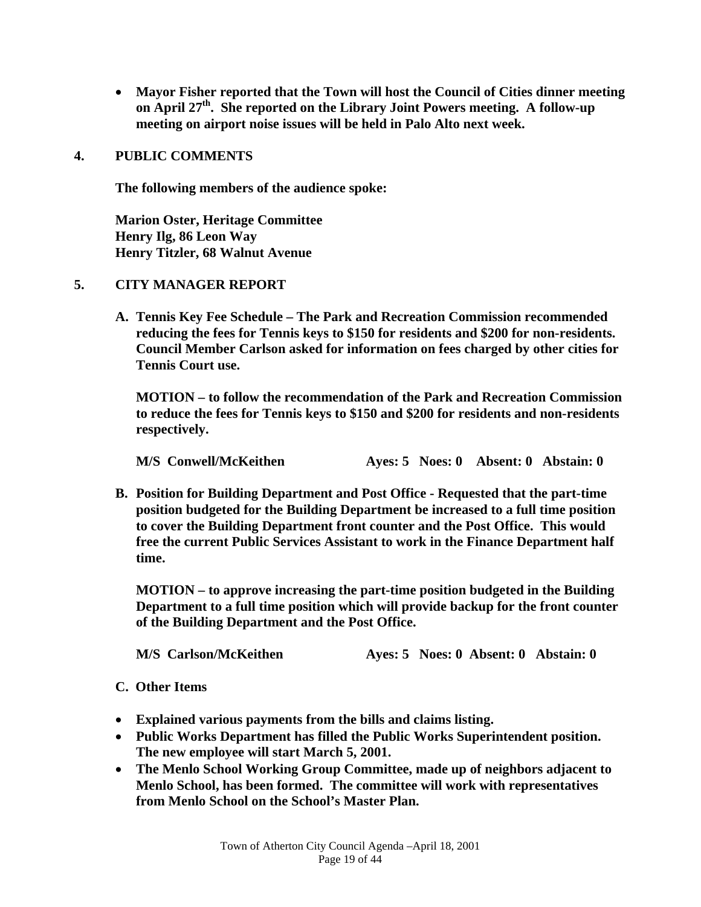- **Mayor Fisher reported that the Town will host the Council of Cities dinner meeting on April 27th. She reported on the Library Joint Powers meeting. A follow-up meeting on airport noise issues will be held in Palo Alto next week.**

## 4. PUBLIC COMMENTS

**The following members of the audience spoke:**

**Marion Oster, Heritage Committee**
**Henry Ilg, 86 Leon Way**
**Henry Titzler, 68 Walnut Avenue**

## 5. CITY MANAGER REPORT

**A. Tennis Key Fee Schedule – The Park and Recreation Commission recommended reducing the fees for Tennis keys to $150 for residents and $200 for non-residents. Council Member Carlson asked for information on fees charged by other cities for Tennis Court use.**

**MOTION – to follow the recommendation of the Park and Recreation Commission to reduce the fees for Tennis keys to $150 and $200 for residents and non-residents respectively.**

**M/S Conwell/McKeithen Ayes: 5 Noes: 0 Absent: 0 Abstain: 0**

**B. Position for Building Department and Post Office - Requested that the part-time position budgeted for the Building Department be increased to a full time position to cover the Building Department front counter and the Post Office. This would free the current Public Services Assistant to work in the Finance Department half time.**

**MOTION – to approve increasing the part-time position budgeted in the Building Department to a full time position which will provide backup for the front counter of the Building Department and the Post Office.**

**M/S Carlson/McKeithen Ayes: 5 Noes: 0 Absent: 0 Abstain: 0**

**C. Other Items**

- **Explained various payments from the bills and claims listing.**
- **Public Works Department has filled the Public Works Superintendent position. The new employee will start March 5, 2001.**
- **The Menlo School Working Group Committee, made up of neighbors adjacent to Menlo School, has been formed. The committee will work with representatives from Menlo School on the School's Master Plan.**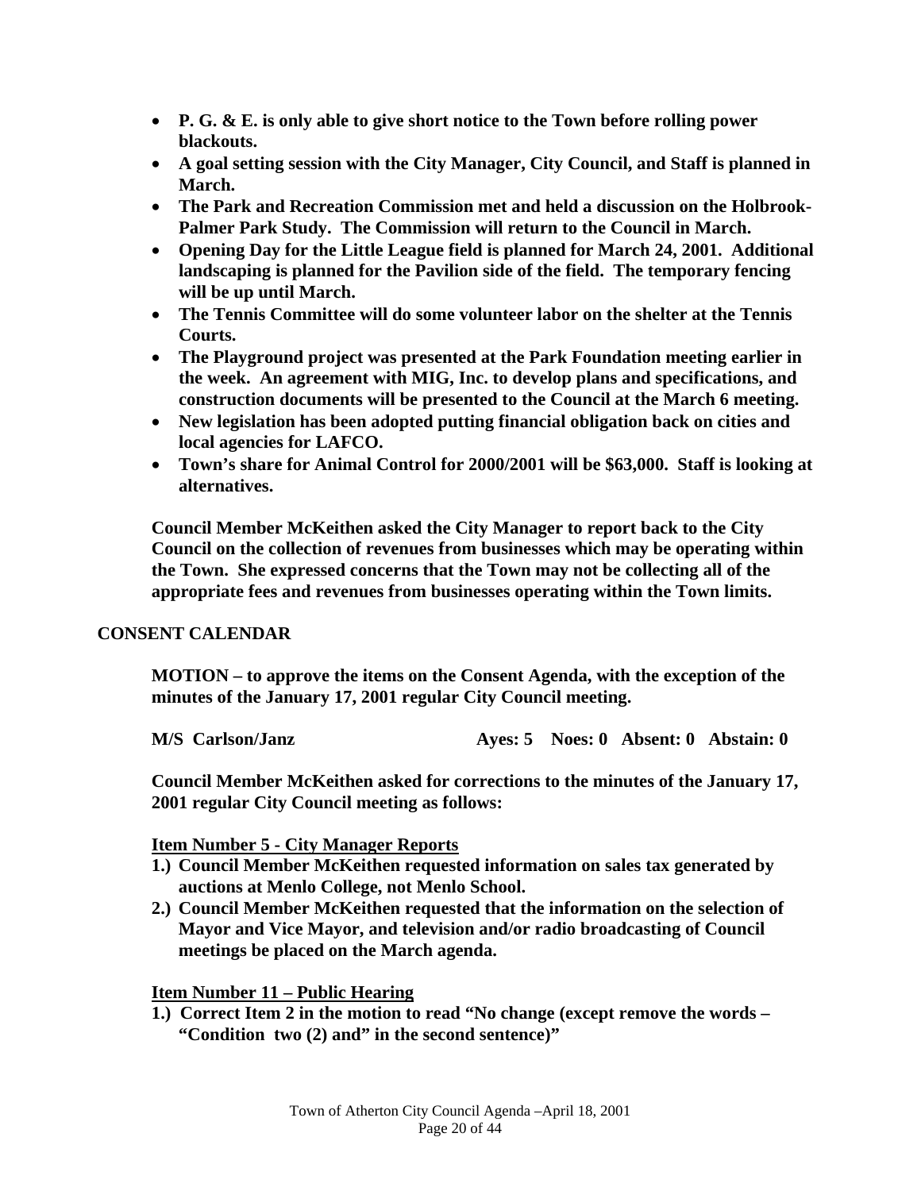- **P. G. & E. is only able to give short notice to the Town before rolling power blackouts.**
- **A goal setting session with the City Manager, City Council, and Staff is planned in March.**
- **The Park and Recreation Commission met and held a discussion on the Holbrook-Palmer Park Study. The Commission will return to the Council in March.**
- **Opening Day for the Little League field is planned for March 24, 2001. Additional landscaping is planned for the Pavilion side of the field. The temporary fencing will be up until March.**
- **The Tennis Committee will do some volunteer labor on the shelter at the Tennis Courts.**
- **The Playground project was presented at the Park Foundation meeting earlier in the week. An agreement with MIG, Inc. to develop plans and specifications, and construction documents will be presented to the Council at the March 6 meeting.**
- **New legislation has been adopted putting financial obligation back on cities and local agencies for LAFCO.**
- **Town's share for Animal Control for 2000/2001 will be $63,000. Staff is looking at alternatives.**

**Council Member McKeithen asked the City Manager to report back to the City Council on the collection of revenues from businesses which may be operating within the Town. She expressed concerns that the Town may not be collecting all of the appropriate fees and revenues from businesses operating within the Town limits.**

## CONSENT CALENDAR

**MOTION – to approve the items on the Consent Agenda, with the exception of the minutes of the January 17, 2001 regular City Council meeting.**

**M/S Carlson/Janz Ayes: 5 Noes: 0 Absent: 0 Abstain: 0**

**Council Member McKeithen asked for corrections to the minutes of the January 17, 2001 regular City Council meeting as follows:**

**<u>Item Number 5 - City Manager Reports</u>**

1. **Council Member McKeithen requested information on sales tax generated by auctions at Menlo College, not Menlo School.**
2. **Council Member McKeithen requested that the information on the selection of Mayor and Vice Mayor, and television and/or radio broadcasting of Council meetings be placed on the March agenda.**

**<u>Item Number 11 – Public Hearing</u>**

1. **Correct Item 2 in the motion to read "No change (except remove the words – "Condition two (2) and" in the second sentence)"**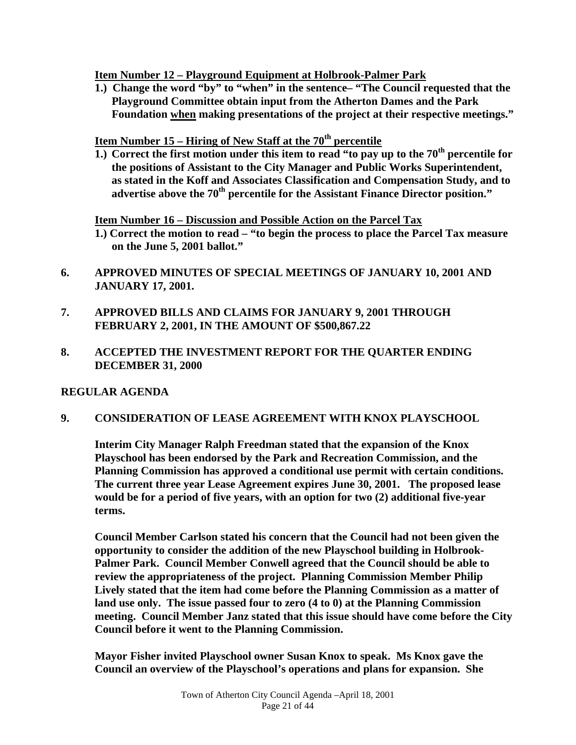**<u>Item Number 12 – Playground Equipment at Holbrook-Palmer Park</u>**

**1.) Change the word "by" to "when" in the sentence– "The Council requested that the Playground Committee obtain input from the Atherton Dames and the Park Foundation <u>when</u> making presentations of the project at their respective meetings."**

**<u>Item Number 15 – Hiring of New Staff at the 70th percentile</u>**

**1.) Correct the first motion under this item to read "to pay up to the 70th percentile for the positions of Assistant to the City Manager and Public Works Superintendent, as stated in the Koff and Associates Classification and Compensation Study, and to advertise above the 70th percentile for the Assistant Finance Director position."**

**<u>Item Number 16 – Discussion and Possible Action on the Parcel Tax</u>**

**1.) Correct the motion to read – "to begin the process to place the Parcel Tax measure on the June 5, 2001 ballot."**

**6. APPROVED MINUTES OF SPECIAL MEETINGS OF JANUARY 10, 2001 AND JANUARY 17, 2001.**

**7. APPROVED BILLS AND CLAIMS FOR JANUARY 9, 2001 THROUGH FEBRUARY 2, 2001, IN THE AMOUNT OF $500,867.22**

**8. ACCEPTED THE INVESTMENT REPORT FOR THE QUARTER ENDING DECEMBER 31, 2000**

**REGULAR AGENDA**

**9. CONSIDERATION OF LEASE AGREEMENT WITH KNOX PLAYSCHOOL**

**Interim City Manager Ralph Freedman stated that the expansion of the Knox Playschool has been endorsed by the Park and Recreation Commission, and the Planning Commission has approved a conditional use permit with certain conditions. The current three year Lease Agreement expires June 30, 2001. The proposed lease would be for a period of five years, with an option for two (2) additional five-year terms.**

**Council Member Carlson stated his concern that the Council had not been given the opportunity to consider the addition of the new Playschool building in Holbrook-Palmer Park. Council Member Conwell agreed that the Council should be able to review the appropriateness of the project. Planning Commission Member Philip Lively stated that the item had come before the Planning Commission as a matter of land use only. The issue passed four to zero (4 to 0) at the Planning Commission meeting. Council Member Janz stated that this issue should have come before the City Council before it went to the Planning Commission.**

**Mayor Fisher invited Playschool owner Susan Knox to speak. Ms Knox gave the Council an overview of the Playschool's operations and plans for expansion. She**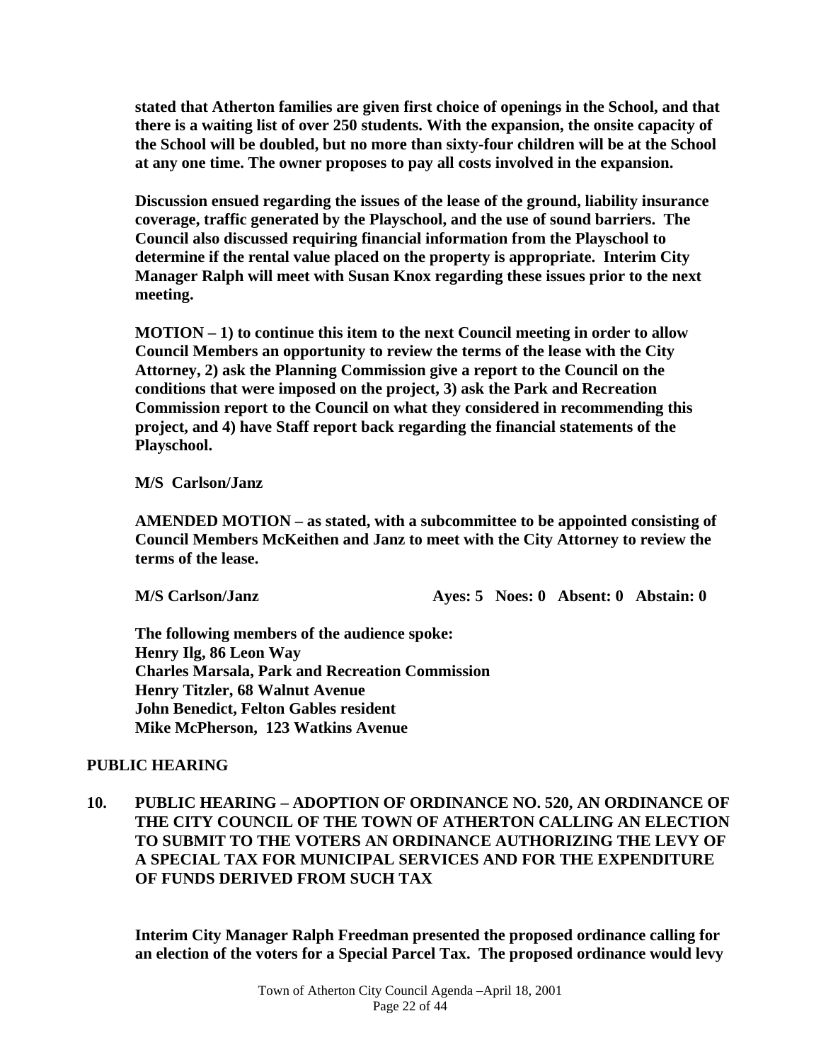**stated that Atherton families are given first choice of openings in the School, and that there is a waiting list of over 250 students. With the expansion, the onsite capacity of the School will be doubled, but no more than sixty-four children will be at the School at any one time. The owner proposes to pay all costs involved in the expansion.**

**Discussion ensued regarding the issues of the lease of the ground, liability insurance coverage, traffic generated by the Playschool, and the use of sound barriers. The Council also discussed requiring financial information from the Playschool to determine if the rental value placed on the property is appropriate. Interim City Manager Ralph will meet with Susan Knox regarding these issues prior to the next meeting.**

**MOTION – 1) to continue this item to the next Council meeting in order to allow Council Members an opportunity to review the terms of the lease with the City Attorney, 2) ask the Planning Commission give a report to the Council on the conditions that were imposed on the project, 3) ask the Park and Recreation Commission report to the Council on what they considered in recommending this project, and 4) have Staff report back regarding the financial statements of the Playschool.**

**M/S Carlson/Janz**

**AMENDED MOTION – as stated, with a subcommittee to be appointed consisting of Council Members McKeithen and Janz to meet with the City Attorney to review the terms of the lease.**

**M/S Carlson/Janz Ayes: 5 Noes: 0 Absent: 0 Abstain: 0**

**The following members of the audience spoke:**
**Henry Ilg, 86 Leon Way**
**Charles Marsala, Park and Recreation Commission**
**Henry Titzler, 68 Walnut Avenue**
**John Benedict, Felton Gables resident**
**Mike McPherson, 123 Watkins Avenue**

## PUBLIC HEARING

**10. PUBLIC HEARING – ADOPTION OF ORDINANCE NO. 520, AN ORDINANCE OF THE CITY COUNCIL OF THE TOWN OF ATHERTON CALLING AN ELECTION TO SUBMIT TO THE VOTERS AN ORDINANCE AUTHORIZING THE LEVY OF A SPECIAL TAX FOR MUNICIPAL SERVICES AND FOR THE EXPENDITURE OF FUNDS DERIVED FROM SUCH TAX**

**Interim City Manager Ralph Freedman presented the proposed ordinance calling for an election of the voters for a Special Parcel Tax. The proposed ordinance would levy**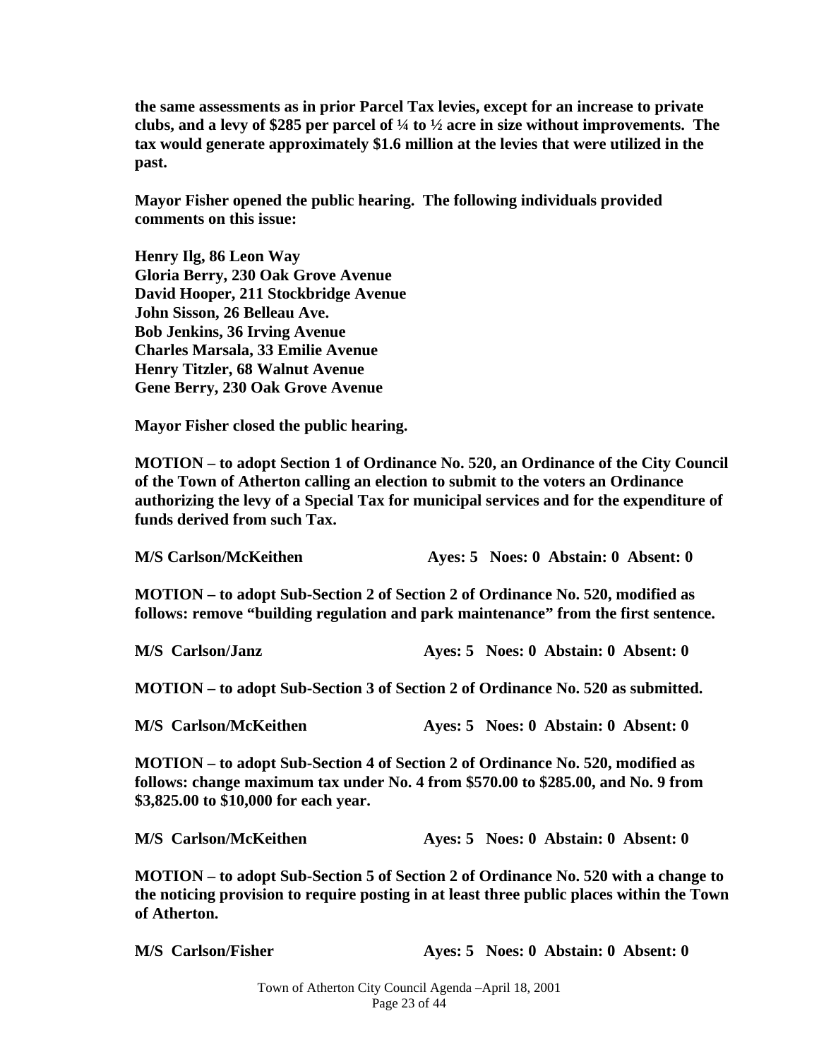**the same assessments as in prior Parcel Tax levies, except for an increase to private clubs, and a levy of $285 per parcel of ¼ to ½ acre in size without improvements. The tax would generate approximately $1.6 million at the levies that were utilized in the past.**

**Mayor Fisher opened the public hearing. The following individuals provided comments on this issue:**

**Henry Ilg, 86 Leon Way**
**Gloria Berry, 230 Oak Grove Avenue**
**David Hooper, 211 Stockbridge Avenue**
**John Sisson, 26 Belleau Ave.**
**Bob Jenkins, 36 Irving Avenue**
**Charles Marsala, 33 Emilie Avenue**
**Henry Titzler, 68 Walnut Avenue**
**Gene Berry, 230 Oak Grove Avenue**

**Mayor Fisher closed the public hearing.**

**MOTION – to adopt Section 1 of Ordinance No. 520, an Ordinance of the City Council of the Town of Atherton calling an election to submit to the voters an Ordinance authorizing the levy of a Special Tax for municipal services and for the expenditure of funds derived from such Tax.**

**M/S Carlson/McKeithen Ayes: 5 Noes: 0 Abstain: 0 Absent: 0**

**MOTION – to adopt Sub-Section 2 of Section 2 of Ordinance No. 520, modified as follows: remove "building regulation and park maintenance" from the first sentence.**

**M/S Carlson/Janz Ayes: 5 Noes: 0 Abstain: 0 Absent: 0**

**MOTION – to adopt Sub-Section 3 of Section 2 of Ordinance No. 520 as submitted.**

**M/S Carlson/McKeithen Ayes: 5 Noes: 0 Abstain: 0 Absent: 0**

**MOTION – to adopt Sub-Section 4 of Section 2 of Ordinance No. 520, modified as follows: change maximum tax under No. 4 from $570.00 to $285.00, and No. 9 from $3,825.00 to $10,000 for each year.**

**M/S Carlson/McKeithen Ayes: 5 Noes: 0 Abstain: 0 Absent: 0**

**MOTION – to adopt Sub-Section 5 of Section 2 of Ordinance No. 520 with a change to the noticing provision to require posting in at least three public places within the Town of Atherton.**

**M/S Carlson/Fisher Ayes: 5 Noes: 0 Abstain: 0 Absent: 0**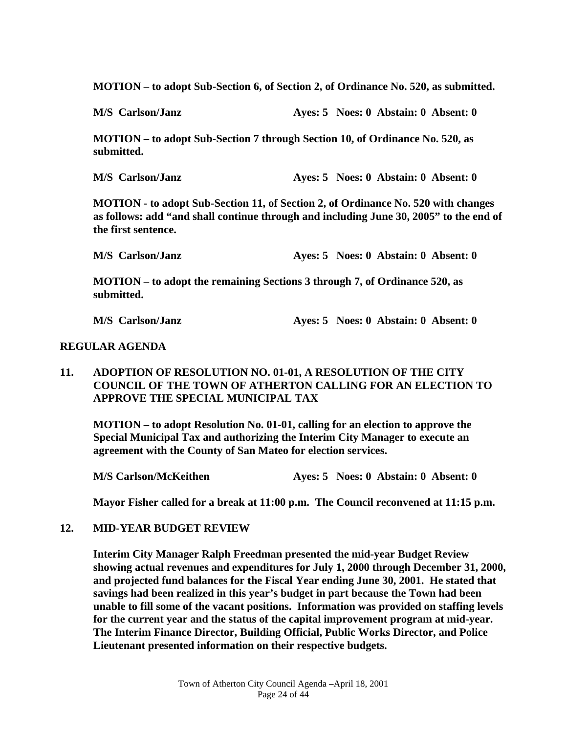**MOTION – to adopt Sub-Section 6, of Section 2, of Ordinance No. 520, as submitted.**

**M/S Carlson/Janz Ayes: 5 Noes: 0 Abstain: 0 Absent: 0**

**MOTION – to adopt Sub-Section 7 through Section 10, of Ordinance No. 520, as submitted.**

**M/S Carlson/Janz Ayes: 5 Noes: 0 Abstain: 0 Absent: 0**

**MOTION - to adopt Sub-Section 11, of Section 2, of Ordinance No. 520 with changes as follows: add "and shall continue through and including June 30, 2005" to the end of the first sentence.**

**M/S Carlson/Janz Ayes: 5 Noes: 0 Abstain: 0 Absent: 0**

**MOTION – to adopt the remaining Sections 3 through 7, of Ordinance 520, as submitted.**

**M/S Carlson/Janz Ayes: 5 Noes: 0 Abstain: 0 Absent: 0**

## REGULAR AGENDA

## 11. ADOPTION OF RESOLUTION NO. 01-01, A RESOLUTION OF THE CITY COUNCIL OF THE TOWN OF ATHERTON CALLING FOR AN ELECTION TO APPROVE THE SPECIAL MUNICIPAL TAX

**MOTION – to adopt Resolution No. 01-01, calling for an election to approve the Special Municipal Tax and authorizing the Interim City Manager to execute an agreement with the County of San Mateo for election services.**

**M/S Carlson/McKeithen Ayes: 5 Noes: 0 Abstain: 0 Absent: 0**

**Mayor Fisher called for a break at 11:00 p.m. The Council reconvened at 11:15 p.m.**

## 12. MID-YEAR BUDGET REVIEW

**Interim City Manager Ralph Freedman presented the mid-year Budget Review showing actual revenues and expenditures for July 1, 2000 through December 31, 2000, and projected fund balances for the Fiscal Year ending June 30, 2001. He stated that savings had been realized in this year's budget in part because the Town had been unable to fill some of the vacant positions. Information was provided on staffing levels for the current year and the status of the capital improvement program at mid-year. The Interim Finance Director, Building Official, Public Works Director, and Police Lieutenant presented information on their respective budgets.**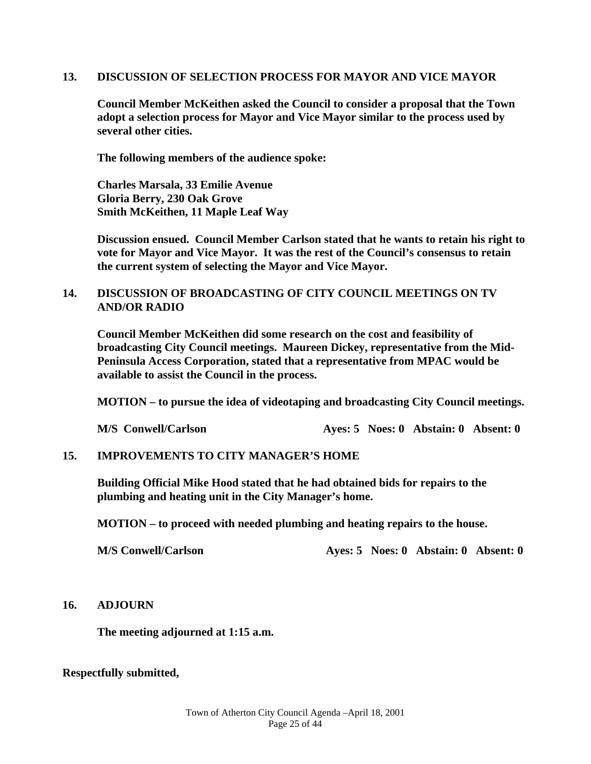**13. DISCUSSION OF SELECTION PROCESS FOR MAYOR AND VICE MAYOR**

**Council Member McKeithen asked the Council to consider a proposal that the Town adopt a selection process for Mayor and Vice Mayor similar to the process used by several other cities.**

**The following members of the audience spoke:**

**Charles Marsala, 33 Emilie Avenue**
**Gloria Berry, 230 Oak Grove**
**Smith McKeithen, 11 Maple Leaf Way**

**Discussion ensued. Council Member Carlson stated that he wants to retain his right to vote for Mayor and Vice Mayor. It was the rest of the Council's consensus to retain the current system of selecting the Mayor and Vice Mayor.**

**14. DISCUSSION OF BROADCASTING OF CITY COUNCIL MEETINGS ON TV AND/OR RADIO**

**Council Member McKeithen did some research on the cost and feasibility of broadcasting City Council meetings. Maureen Dickey, representative from the Mid-Peninsula Access Corporation, stated that a representative from MPAC would be available to assist the Council in the process.**

**MOTION – to pursue the idea of videotaping and broadcasting City Council meetings.**

**M/S Conwell/Carlson Ayes: 5 Noes: 0 Abstain: 0 Absent: 0**

**15. IMPROVEMENTS TO CITY MANAGER'S HOME**

**Building Official Mike Hood stated that he had obtained bids for repairs to the plumbing and heating unit in the City Manager's home.**

**MOTION – to proceed with needed plumbing and heating repairs to the house.**

**M/S Conwell/Carlson Ayes: 5 Noes: 0 Abstain: 0 Absent: 0**

**16. ADJOURN**

**The meeting adjourned at 1:15 a.m.**

**Respectfully submitted,**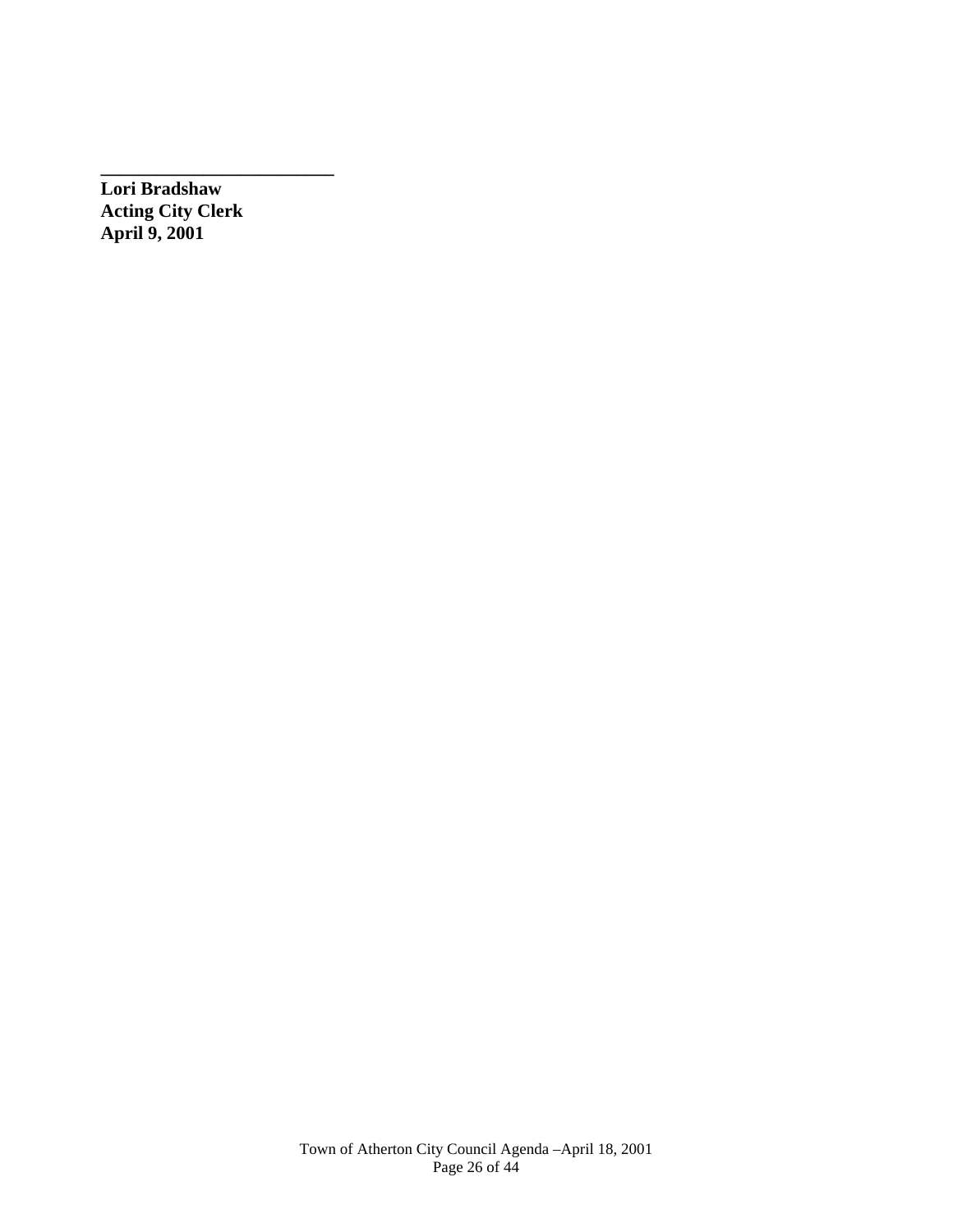_________________________

**Lori Bradshaw**
**Acting City Clerk**
**April 9, 2001**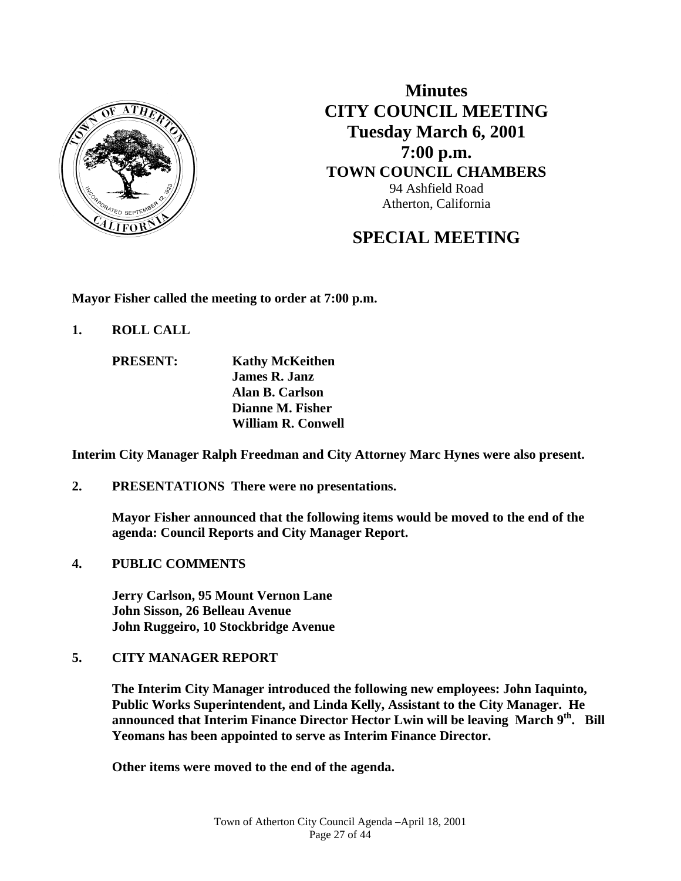# Minutes
# CITY COUNCIL MEETING
## Tuesday March 6, 2001
## 7:00 p.m.
### TOWN COUNCIL CHAMBERS

94 Ashfield Road
Atherton, California

## SPECIAL MEETING

**Mayor Fisher called the meeting to order at 7:00 p.m.**

**1. ROLL CALL**

**PRESENT:** **Kathy McKeithen**
**James R. Janz**
**Alan B. Carlson**
**Dianne M. Fisher**
**William R. Conwell**

**Interim City Manager Ralph Freedman and City Attorney Marc Hynes were also present.**

**2. PRESENTATIONS There were no presentations.**

**Mayor Fisher announced that the following items would be moved to the end of the agenda: Council Reports and City Manager Report.**

**4. PUBLIC COMMENTS**

**Jerry Carlson, 95 Mount Vernon Lane**
**John Sisson, 26 Belleau Avenue**
**John Ruggeiro, 10 Stockbridge Avenue**

**5. CITY MANAGER REPORT**

**The Interim City Manager introduced the following new employees: John Iaquinto, Public Works Superintendent, and Linda Kelly, Assistant to the City Manager. He announced that Interim Finance Director Hector Lwin will be leaving March 9th. Bill Yeomans has been appointed to serve as Interim Finance Director.**

**Other items were moved to the end of the agenda.**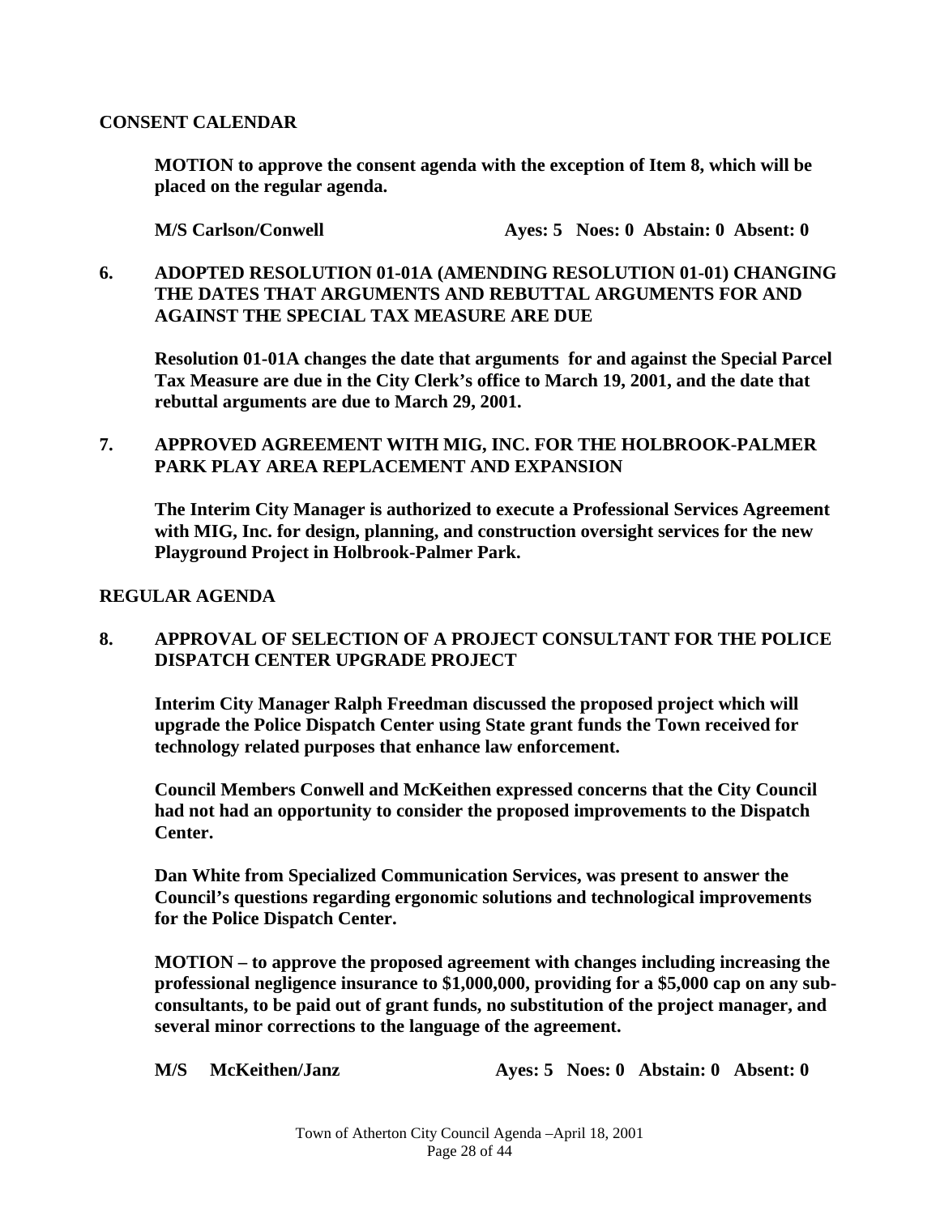## CONSENT CALENDAR

**MOTION to approve the consent agenda with the exception of Item 8, which will be placed on the regular agenda.**

**M/S Carlson/Conwell** **Ayes: 5 Noes: 0 Abstain: 0 Absent: 0**

**6. ADOPTED RESOLUTION 01-01A (AMENDING RESOLUTION 01-01) CHANGING THE DATES THAT ARGUMENTS AND REBUTTAL ARGUMENTS FOR AND AGAINST THE SPECIAL TAX MEASURE ARE DUE**

**Resolution 01-01A changes the date that arguments for and against the Special Parcel Tax Measure are due in the City Clerk's office to March 19, 2001, and the date that rebuttal arguments are due to March 29, 2001.**

**7. APPROVED AGREEMENT WITH MIG, INC. FOR THE HOLBROOK-PALMER PARK PLAY AREA REPLACEMENT AND EXPANSION**

**The Interim City Manager is authorized to execute a Professional Services Agreement with MIG, Inc. for design, planning, and construction oversight services for the new Playground Project in Holbrook-Palmer Park.**

## REGULAR AGENDA

**8. APPROVAL OF SELECTION OF A PROJECT CONSULTANT FOR THE POLICE DISPATCH CENTER UPGRADE PROJECT**

**Interim City Manager Ralph Freedman discussed the proposed project which will upgrade the Police Dispatch Center using State grant funds the Town received for technology related purposes that enhance law enforcement.**

**Council Members Conwell and McKeithen expressed concerns that the City Council had not had an opportunity to consider the proposed improvements to the Dispatch Center.**

**Dan White from Specialized Communication Services, was present to answer the Council's questions regarding ergonomic solutions and technological improvements for the Police Dispatch Center.**

**MOTION – to approve the proposed agreement with changes including increasing the professional negligence insurance to $1,000,000, providing for a $5,000 cap on any sub-consultants, to be paid out of grant funds, no substitution of the project manager, and several minor corrections to the language of the agreement.**

**M/S McKeithen/Janz** **Ayes: 5 Noes: 0 Abstain: 0 Absent: 0**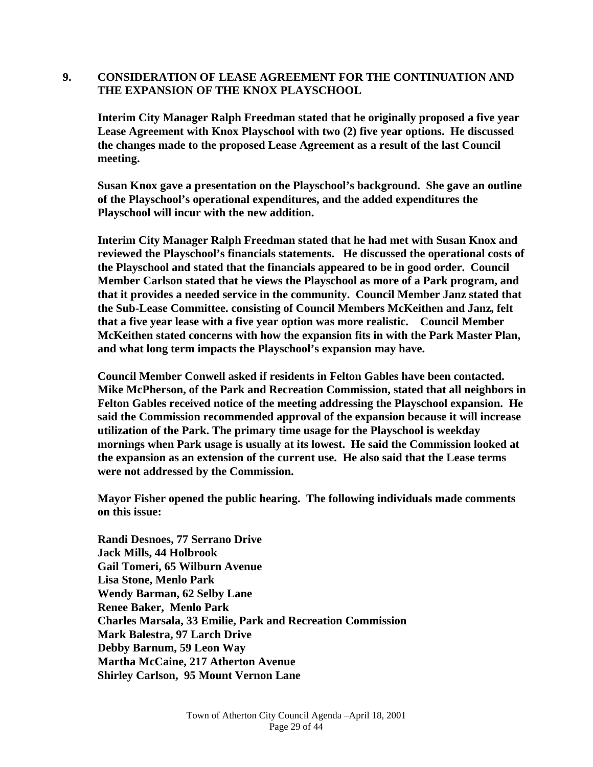## 9. CONSIDERATION OF LEASE AGREEMENT FOR THE CONTINUATION AND THE EXPANSION OF THE KNOX PLAYSCHOOL

**Interim City Manager Ralph Freedman stated that he originally proposed a five year Lease Agreement with Knox Playschool with two (2) five year options. He discussed the changes made to the proposed Lease Agreement as a result of the last Council meeting.**

**Susan Knox gave a presentation on the Playschool's background. She gave an outline of the Playschool's operational expenditures, and the added expenditures the Playschool will incur with the new addition.**

**Interim City Manager Ralph Freedman stated that he had met with Susan Knox and reviewed the Playschool's financials statements. He discussed the operational costs of the Playschool and stated that the financials appeared to be in good order. Council Member Carlson stated that he views the Playschool as more of a Park program, and that it provides a needed service in the community. Council Member Janz stated that the Sub-Lease Committee. consisting of Council Members McKeithen and Janz, felt that a five year lease with a five year option was more realistic. Council Member McKeithen stated concerns with how the expansion fits in with the Park Master Plan, and what long term impacts the Playschool's expansion may have.**

**Council Member Conwell asked if residents in Felton Gables have been contacted. Mike McPherson, of the Park and Recreation Commission, stated that all neighbors in Felton Gables received notice of the meeting addressing the Playschool expansion. He said the Commission recommended approval of the expansion because it will increase utilization of the Park. The primary time usage for the Playschool is weekday mornings when Park usage is usually at its lowest. He said the Commission looked at the expansion as an extension of the current use. He also said that the Lease terms were not addressed by the Commission.**

**Mayor Fisher opened the public hearing. The following individuals made comments on this issue:**

**Randi Desnoes, 77 Serrano Drive**
**Jack Mills, 44 Holbrook**
**Gail Tomeri, 65 Wilburn Avenue**
**Lisa Stone, Menlo Park**
**Wendy Barman, 62 Selby Lane**
**Renee Baker, Menlo Park**
**Charles Marsala, 33 Emilie, Park and Recreation Commission**
**Mark Balestra, 97 Larch Drive**
**Debby Barnum, 59 Leon Way**
**Martha McCaine, 217 Atherton Avenue**
**Shirley Carlson, 95 Mount Vernon Lane**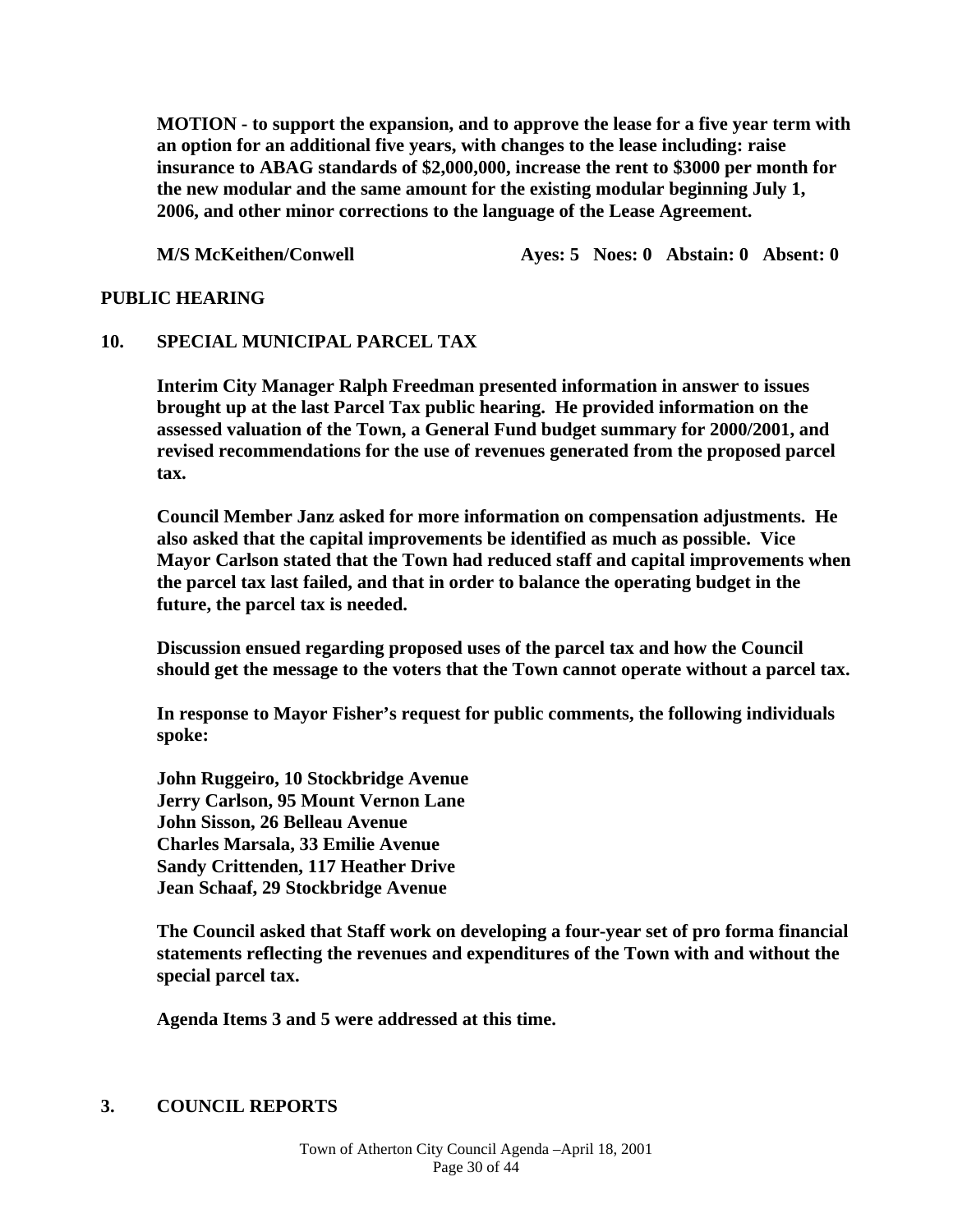**MOTION - to support the expansion, and to approve the lease for a five year term with an option for an additional five years, with changes to the lease including: raise insurance to ABAG standards of $2,000,000, increase the rent to $3000 per month for the new modular and the same amount for the existing modular beginning July 1, 2006, and other minor corrections to the language of the Lease Agreement.**

**M/S McKeithen/Conwell Ayes: 5 Noes: 0 Abstain: 0 Absent: 0**

## PUBLIC HEARING

### 10. SPECIAL MUNICIPAL PARCEL TAX

**Interim City Manager Ralph Freedman presented information in answer to issues brought up at the last Parcel Tax public hearing. He provided information on the assessed valuation of the Town, a General Fund budget summary for 2000/2001, and revised recommendations for the use of revenues generated from the proposed parcel tax.**

**Council Member Janz asked for more information on compensation adjustments. He also asked that the capital improvements be identified as much as possible. Vice Mayor Carlson stated that the Town had reduced staff and capital improvements when the parcel tax last failed, and that in order to balance the operating budget in the future, the parcel tax is needed.**

**Discussion ensued regarding proposed uses of the parcel tax and how the Council should get the message to the voters that the Town cannot operate without a parcel tax.**

**In response to Mayor Fisher's request for public comments, the following individuals spoke:**

**John Ruggeiro, 10 Stockbridge Avenue**
**Jerry Carlson, 95 Mount Vernon Lane**
**John Sisson, 26 Belleau Avenue**
**Charles Marsala, 33 Emilie Avenue**
**Sandy Crittenden, 117 Heather Drive**
**Jean Schaaf, 29 Stockbridge Avenue**

**The Council asked that Staff work on developing a four-year set of pro forma financial statements reflecting the revenues and expenditures of the Town with and without the special parcel tax.**

**Agenda Items 3 and 5 were addressed at this time.**

### 3. COUNCIL REPORTS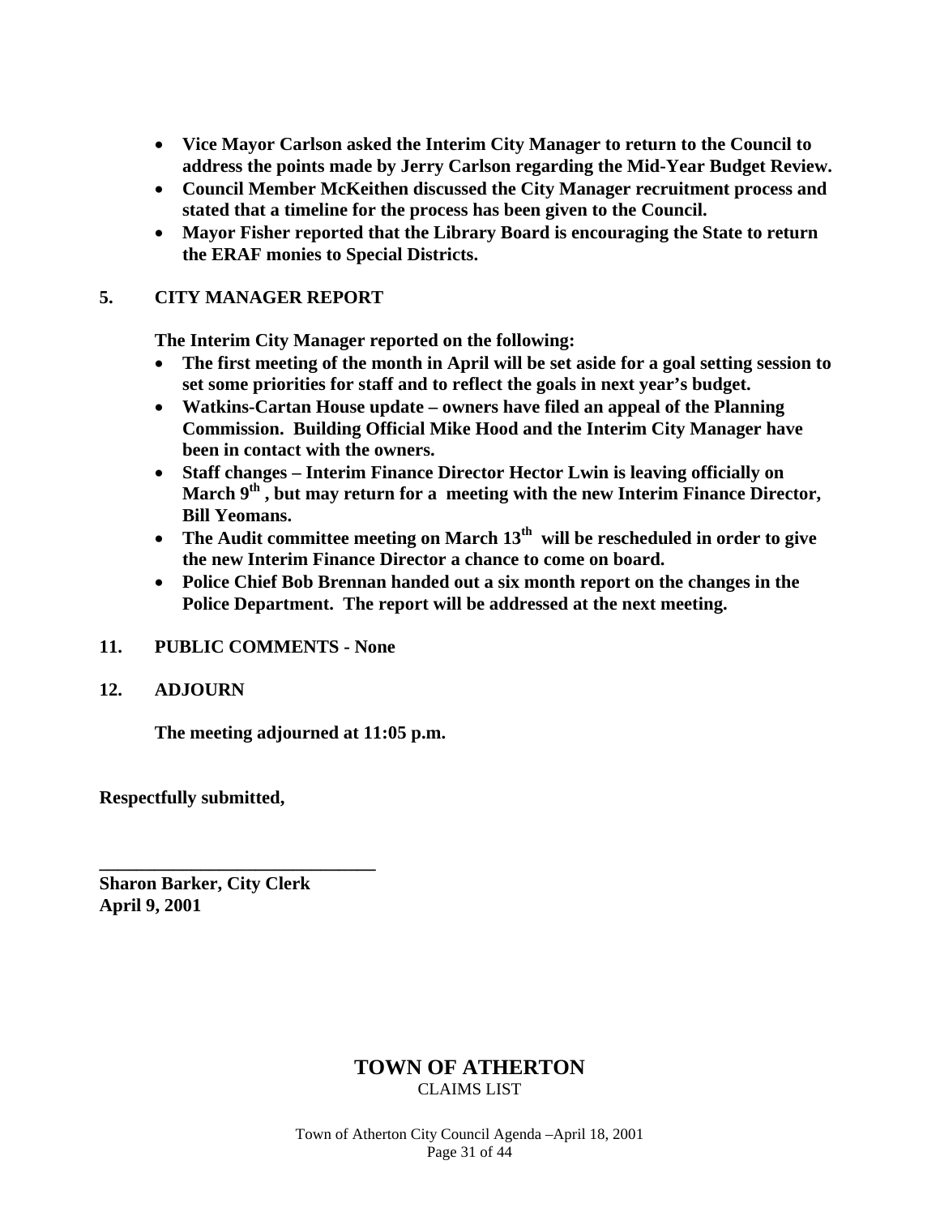- **Vice Mayor Carlson asked the Interim City Manager to return to the Council to address the points made by Jerry Carlson regarding the Mid-Year Budget Review.**
- **Council Member McKeithen discussed the City Manager recruitment process and stated that a timeline for the process has been given to the Council.**
- **Mayor Fisher reported that the Library Board is encouraging the State to return the ERAF monies to Special Districts.**

**5. CITY MANAGER REPORT**

**The Interim City Manager reported on the following:**

- **The first meeting of the month in April will be set aside for a goal setting session to set some priorities for staff and to reflect the goals in next year's budget.**
- **Watkins-Cartan House update – owners have filed an appeal of the Planning Commission. Building Official Mike Hood and the Interim City Manager have been in contact with the owners.**
- **Staff changes – Interim Finance Director Hector Lwin is leaving officially on March 9th , but may return for a meeting with the new Interim Finance Director, Bill Yeomans.**
- **The Audit committee meeting on March 13th will be rescheduled in order to give the new Interim Finance Director a chance to come on board.**
- **Police Chief Bob Brennan handed out a six month report on the changes in the Police Department. The report will be addressed at the next meeting.**

**11. PUBLIC COMMENTS - None**

**12. ADJOURN**

**The meeting adjourned at 11:05 p.m.**

**Respectfully submitted,**

**______________________________**
**Sharon Barker, City Clerk**
**April 9, 2001**

## TOWN OF ATHERTON

CLAIMS LIST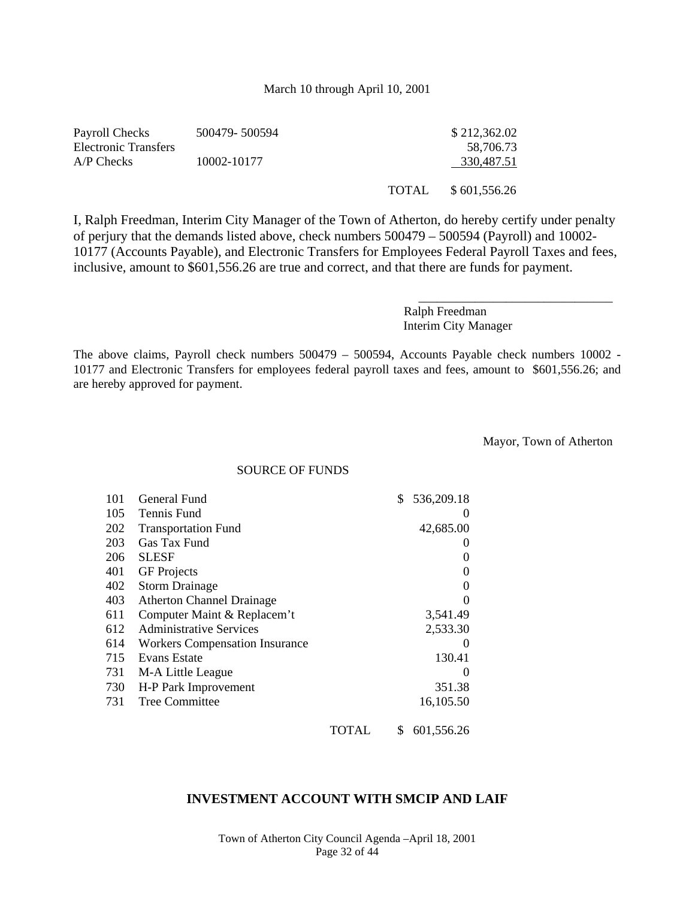March 10 through April 10, 2001

| | | | |
|---|---|---|---|
| Payroll Checks | 500479- 500594 | | $ 212,362.02 |
| Electronic Transfers | | | 58,706.73 |
| A/P Checks | 10002-10177 | | 330,487.51 |
| | | TOTAL | $ 601,556.26 |

I, Ralph Freedman, Interim City Manager of the Town of Atherton, do hereby certify under penalty of perjury that the demands listed above, check numbers 500479 – 500594 (Payroll) and 10002-10177 (Accounts Payable), and Electronic Transfers for Employees Federal Payroll Taxes and fees, inclusive, amount to $601,556.26 are true and correct, and that there are funds for payment.

\_\_\_\_\_\_\_\_\_\_\_\_\_\_\_\_\_\_\_\_\_\_\_\_\_\_\_\_\_\_\_\_

Ralph Freedman
Interim City Manager

The above claims, Payroll check numbers 500479 – 500594, Accounts Payable check numbers 10002 - 10177 and Electronic Transfers for employees federal payroll taxes and fees, amount to $601,556.26; and are hereby approved for payment.

Mayor, Town of Atherton

SOURCE OF FUNDS

| | | | |
|---|---|---|---|
| 101 | General Fund | | $ 536,209.18 |
| 105 | Tennis Fund | | 0 |
| 202 | Transportation Fund | | 42,685.00 |
| 203 | Gas Tax Fund | | 0 |
| 206 | SLESF | | 0 |
| 401 | GF Projects | | 0 |
| 402 | Storm Drainage | | 0 |
| 403 | Atherton Channel Drainage | | 0 |
| 611 | Computer Maint & Replacem't | | 3,541.49 |
| 612 | Administrative Services | | 2,533.30 |
| 614 | Workers Compensation Insurance | | 0 |
| 715 | Evans Estate | | 130.41 |
| 731 | M-A Little League | | 0 |
| 730 | H-P Park Improvement | | 351.38 |
| 731 | Tree Committee | | 16,105.50 |
| | | TOTAL | $ 601,556.26 |

## INVESTMENT ACCOUNT WITH SMCIP AND LAIF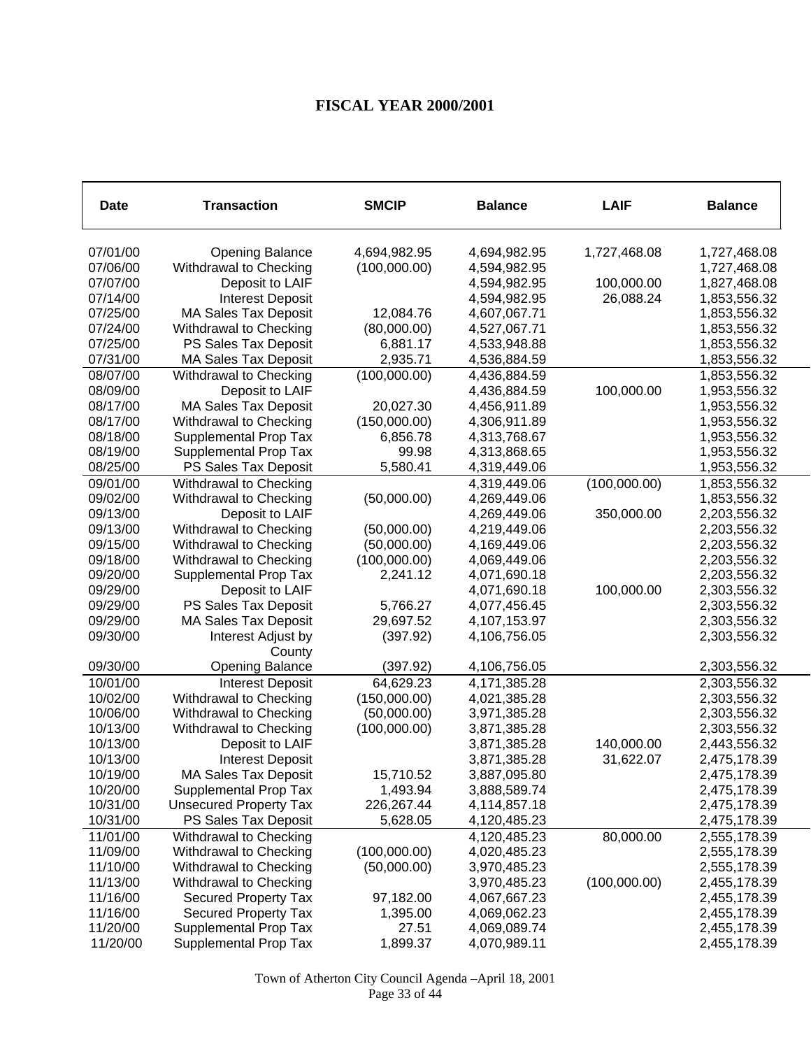# FISCAL YEAR 2000/2001

| Date | Transaction | SMCIP | Balance | LAIF | Balance |
|---|---|---|---|---|---|
| 07/01/00 | Opening Balance | 4,694,982.95 | 4,694,982.95 | 1,727,468.08 | 1,727,468.08 |
| 07/06/00 | Withdrawal to Checking | (100,000.00) | 4,594,982.95 | | 1,727,468.08 |
| 07/07/00 | Deposit to LAIF | | 4,594,982.95 | 100,000.00 | 1,827,468.08 |
| 07/14/00 | Interest Deposit | | 4,594,982.95 | 26,088.24 | 1,853,556.32 |
| 07/25/00 | MA Sales Tax Deposit | 12,084.76 | 4,607,067.71 | | 1,853,556.32 |
| 07/24/00 | Withdrawal to Checking | (80,000.00) | 4,527,067.71 | | 1,853,556.32 |
| 07/25/00 | PS Sales Tax Deposit | 6,881.17 | 4,533,948.88 | | 1,853,556.32 |
| 07/31/00 | MA Sales Tax Deposit | 2,935.71 | 4,536,884.59 | | 1,853,556.32 |
| 08/07/00 | Withdrawal to Checking | (100,000.00) | 4,436,884.59 | | 1,853,556.32 |
| 08/09/00 | Deposit to LAIF | | 4,436,884.59 | 100,000.00 | 1,953,556.32 |
| 08/17/00 | MA Sales Tax Deposit | 20,027.30 | 4,456,911.89 | | 1,953,556.32 |
| 08/17/00 | Withdrawal to Checking | (150,000.00) | 4,306,911.89 | | 1,953,556.32 |
| 08/18/00 | Supplemental Prop Tax | 6,856.78 | 4,313,768.67 | | 1,953,556.32 |
| 08/19/00 | Supplemental Prop Tax | 99.98 | 4,313,868.65 | | 1,953,556.32 |
| 08/25/00 | PS Sales Tax Deposit | 5,580.41 | 4,319,449.06 | | 1,953,556.32 |
| 09/01/00 | Withdrawal to Checking | | 4,319,449.06 | (100,000.00) | 1,853,556.32 |
| 09/02/00 | Withdrawal to Checking | (50,000.00) | 4,269,449.06 | | 1,853,556.32 |
| 09/13/00 | Deposit to LAIF | | 4,269,449.06 | 350,000.00 | 2,203,556.32 |
| 09/13/00 | Withdrawal to Checking | (50,000.00) | 4,219,449.06 | | 2,203,556.32 |
| 09/15/00 | Withdrawal to Checking | (50,000.00) | 4,169,449.06 | | 2,203,556.32 |
| 09/18/00 | Withdrawal to Checking | (100,000.00) | 4,069,449.06 | | 2,203,556.32 |
| 09/20/00 | Supplemental Prop Tax | 2,241.12 | 4,071,690.18 | | 2,203,556.32 |
| 09/29/00 | Deposit to LAIF | | 4,071,690.18 | 100,000.00 | 2,303,556.32 |
| 09/29/00 | PS Sales Tax Deposit | 5,766.27 | 4,077,456.45 | | 2,303,556.32 |
| 09/29/00 | MA Sales Tax Deposit | 29,697.52 | 4,107,153.97 | | 2,303,556.32 |
| 09/30/00 | Interest Adjust by County | (397.92) | 4,106,756.05 | | 2,303,556.32 |
| 09/30/00 | Opening Balance | (397.92) | 4,106,756.05 | | 2,303,556.32 |
| 10/01/00 | Interest Deposit | 64,629.23 | 4,171,385.28 | | 2,303,556.32 |
| 10/02/00 | Withdrawal to Checking | (150,000.00) | 4,021,385.28 | | 2,303,556.32 |
| 10/06/00 | Withdrawal to Checking | (50,000.00) | 3,971,385.28 | | 2,303,556.32 |
| 10/13/00 | Withdrawal to Checking | (100,000.00) | 3,871,385.28 | | 2,303,556.32 |
| 10/13/00 | Deposit to LAIF | | 3,871,385.28 | 140,000.00 | 2,443,556.32 |
| 10/13/00 | Interest Deposit | | 3,871,385.28 | 31,622.07 | 2,475,178.39 |
| 10/19/00 | MA Sales Tax Deposit | 15,710.52 | 3,887,095.80 | | 2,475,178.39 |
| 10/20/00 | Supplemental Prop Tax | 1,493.94 | 3,888,589.74 | | 2,475,178.39 |
| 10/31/00 | Unsecured Property Tax | 226,267.44 | 4,114,857.18 | | 2,475,178.39 |
| 10/31/00 | PS Sales Tax Deposit | 5,628.05 | 4,120,485.23 | | 2,475,178.39 |
| 11/01/00 | Withdrawal to Checking | | 4,120,485.23 | 80,000.00 | 2,555,178.39 |
| 11/09/00 | Withdrawal to Checking | (100,000.00) | 4,020,485.23 | | 2,555,178.39 |
| 11/10/00 | Withdrawal to Checking | (50,000.00) | 3,970,485.23 | | 2,555,178.39 |
| 11/13/00 | Withdrawal to Checking | | 3,970,485.23 | (100,000.00) | 2,455,178.39 |
| 11/16/00 | Secured Property Tax | 97,182.00 | 4,067,667.23 | | 2,455,178.39 |
| 11/16/00 | Secured Property Tax | 1,395.00 | 4,069,062.23 | | 2,455,178.39 |
| 11/20/00 | Supplemental Prop Tax | 27.51 | 4,069,089.74 | | 2,455,178.39 |
| 11/20/00 | Supplemental Prop Tax | 1,899.37 | 4,070,989.11 | | 2,455,178.39 |

Town of Atherton City Council Agenda –April 18, 2001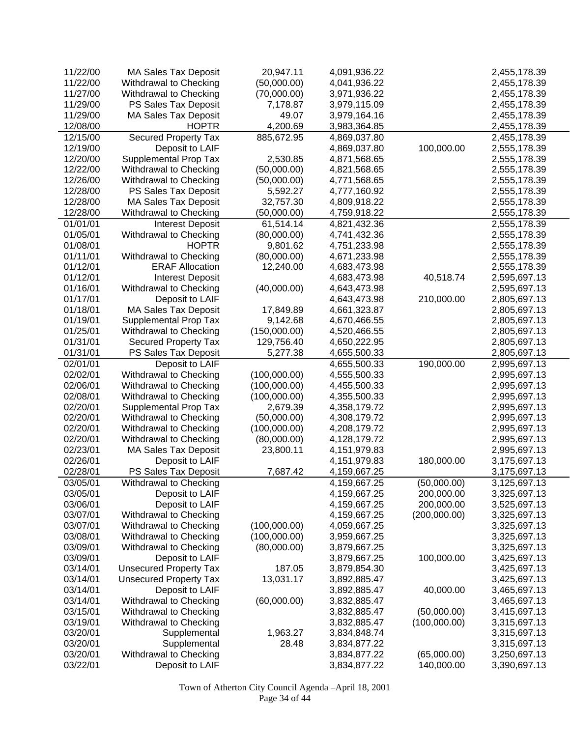| | | | | | |
|---|---|---|---|---|---|
| 11/22/00 | MA Sales Tax Deposit | 20,947.11 | 4,091,936.22 | | 2,455,178.39 |
| 11/22/00 | Withdrawal to Checking | (50,000.00) | 4,041,936.22 | | 2,455,178.39 |
| 11/27/00 | Withdrawal to Checking | (70,000.00) | 3,971,936.22 | | 2,455,178.39 |
| 11/29/00 | PS Sales Tax Deposit | 7,178.87 | 3,979,115.09 | | 2,455,178.39 |
| 11/29/00 | MA Sales Tax Deposit | 49.07 | 3,979,164.16 | | 2,455,178.39 |
| 12/08/00 | HOPTR | 4,200.69 | 3,983,364.85 | | 2,455,178.39 |
| 12/15/00 | Secured Property Tax | 885,672.95 | 4,869,037.80 | | 2,455,178.39 |
| 12/19/00 | Deposit to LAIF | | 4,869,037.80 | 100,000.00 | 2,555,178.39 |
| 12/20/00 | Supplemental Prop Tax | 2,530.85 | 4,871,568.65 | | 2,555,178.39 |
| 12/22/00 | Withdrawal to Checking | (50,000.00) | 4,821,568.65 | | 2,555,178.39 |
| 12/26/00 | Withdrawal to Checking | (50,000.00) | 4,771,568.65 | | 2,555,178.39 |
| 12/28/00 | PS Sales Tax Deposit | 5,592.27 | 4,777,160.92 | | 2,555,178.39 |
| 12/28/00 | MA Sales Tax Deposit | 32,757.30 | 4,809,918.22 | | 2,555,178.39 |
| 12/28/00 | Withdrawal to Checking | (50,000.00) | 4,759,918.22 | | 2,555,178.39 |
| 01/01/01 | Interest Deposit | 61,514.14 | 4,821,432.36 | | 2,555,178.39 |
| 01/05/01 | Withdrawal to Checking | (80,000.00) | 4,741,432.36 | | 2,555,178.39 |
| 01/08/01 | HOPTR | 9,801.62 | 4,751,233.98 | | 2,555,178.39 |
| 01/11/01 | Withdrawal to Checking | (80,000.00) | 4,671,233.98 | | 2,555,178.39 |
| 01/12/01 | ERAF Allocation | 12,240.00 | 4,683,473.98 | | 2,555,178.39 |
| 01/12/01 | Interest Deposit | | 4,683,473.98 | 40,518.74 | 2,595,697.13 |
| 01/16/01 | Withdrawal to Checking | (40,000.00) | 4,643,473.98 | | 2,595,697.13 |
| 01/17/01 | Deposit to LAIF | | 4,643,473.98 | 210,000.00 | 2,805,697.13 |
| 01/18/01 | MA Sales Tax Deposit | 17,849.89 | 4,661,323.87 | | 2,805,697.13 |
| 01/19/01 | Supplemental Prop Tax | 9,142.68 | 4,670,466.55 | | 2,805,697.13 |
| 01/25/01 | Withdrawal to Checking | (150,000.00) | 4,520,466.55 | | 2,805,697.13 |
| 01/31/01 | Secured Property Tax | 129,756.40 | 4,650,222.95 | | 2,805,697.13 |
| 01/31/01 | PS Sales Tax Deposit | 5,277.38 | 4,655,500.33 | | 2,805,697.13 |
| 02/01/01 | Deposit to LAIF | | 4,655,500.33 | 190,000.00 | 2,995,697.13 |
| 02/02/01 | Withdrawal to Checking | (100,000.00) | 4,555,500.33 | | 2,995,697.13 |
| 02/06/01 | Withdrawal to Checking | (100,000.00) | 4,455,500.33 | | 2,995,697.13 |
| 02/08/01 | Withdrawal to Checking | (100,000.00) | 4,355,500.33 | | 2,995,697.13 |
| 02/20/01 | Supplemental Prop Tax | 2,679.39 | 4,358,179.72 | | 2,995,697.13 |
| 02/20/01 | Withdrawal to Checking | (50,000.00) | 4,308,179.72 | | 2,995,697.13 |
| 02/20/01 | Withdrawal to Checking | (100,000.00) | 4,208,179.72 | | 2,995,697.13 |
| 02/20/01 | Withdrawal to Checking | (80,000.00) | 4,128,179.72 | | 2,995,697.13 |
| 02/23/01 | MA Sales Tax Deposit | 23,800.11 | 4,151,979.83 | | 2,995,697.13 |
| 02/26/01 | Deposit to LAIF | | 4,151,979.83 | 180,000.00 | 3,175,697.13 |
| 02/28/01 | PS Sales Tax Deposit | 7,687.42 | 4,159,667.25 | | 3,175,697.13 |
| 03/05/01 | Withdrawal to Checking | | 4,159,667.25 | (50,000.00) | 3,125,697.13 |
| 03/05/01 | Deposit to LAIF | | 4,159,667.25 | 200,000.00 | 3,325,697.13 |
| 03/06/01 | Deposit to LAIF | | 4,159,667.25 | 200,000.00 | 3,525,697.13 |
| 03/07/01 | Withdrawal to Checking | | 4,159,667.25 | (200,000.00) | 3,325,697.13 |
| 03/07/01 | Withdrawal to Checking | (100,000.00) | 4,059,667.25 | | 3,325,697.13 |
| 03/08/01 | Withdrawal to Checking | (100,000.00) | 3,959,667.25 | | 3,325,697.13 |
| 03/09/01 | Withdrawal to Checking | (80,000.00) | 3,879,667.25 | | 3,325,697.13 |
| 03/09/01 | Deposit to LAIF | | 3,879,667.25 | 100,000.00 | 3,425,697.13 |
| 03/14/01 | Unsecured Property Tax | 187.05 | 3,879,854.30 | | 3,425,697.13 |
| 03/14/01 | Unsecured Property Tax | 13,031.17 | 3,892,885.47 | | 3,425,697.13 |
| 03/14/01 | Deposit to LAIF | | 3,892,885.47 | 40,000.00 | 3,465,697.13 |
| 03/14/01 | Withdrawal to Checking | (60,000.00) | 3,832,885.47 | | 3,465,697.13 |
| 03/15/01 | Withdrawal to Checking | | 3,832,885.47 | (50,000.00) | 3,415,697.13 |
| 03/19/01 | Withdrawal to Checking | | 3,832,885.47 | (100,000.00) | 3,315,697.13 |
| 03/20/01 | Supplemental | 1,963.27 | 3,834,848.74 | | 3,315,697.13 |
| 03/20/01 | Supplemental | 28.48 | 3,834,877.22 | | 3,315,697.13 |
| 03/20/01 | Withdrawal to Checking | | 3,834,877.22 | (65,000.00) | 3,250,697.13 |
| 03/22/01 | Deposit to LAIF | | 3,834,877.22 | 140,000.00 | 3,390,697.13 |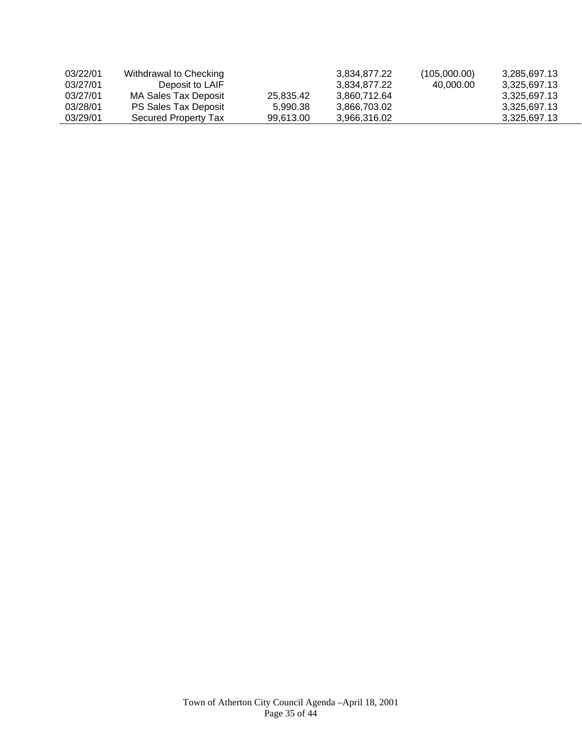| | | | | | |
|---|---|---|---|---|---|
| 03/22/01 | Withdrawal to Checking | | 3,834,877.22 | (105,000.00) | 3,285,697.13 |
| 03/27/01 | Deposit to LAIF | | 3,834,877.22 | 40,000.00 | 3,325,697.13 |
| 03/27/01 | MA Sales Tax Deposit | 25,835.42 | 3,860,712.64 | | 3,325,697.13 |
| 03/28/01 | PS Sales Tax Deposit | 5,990.38 | 3,866,703.02 | | 3,325,697.13 |
| 03/29/01 | Secured Property Tax | 99,613.00 | 3,966,316.02 | | 3,325,697.13 |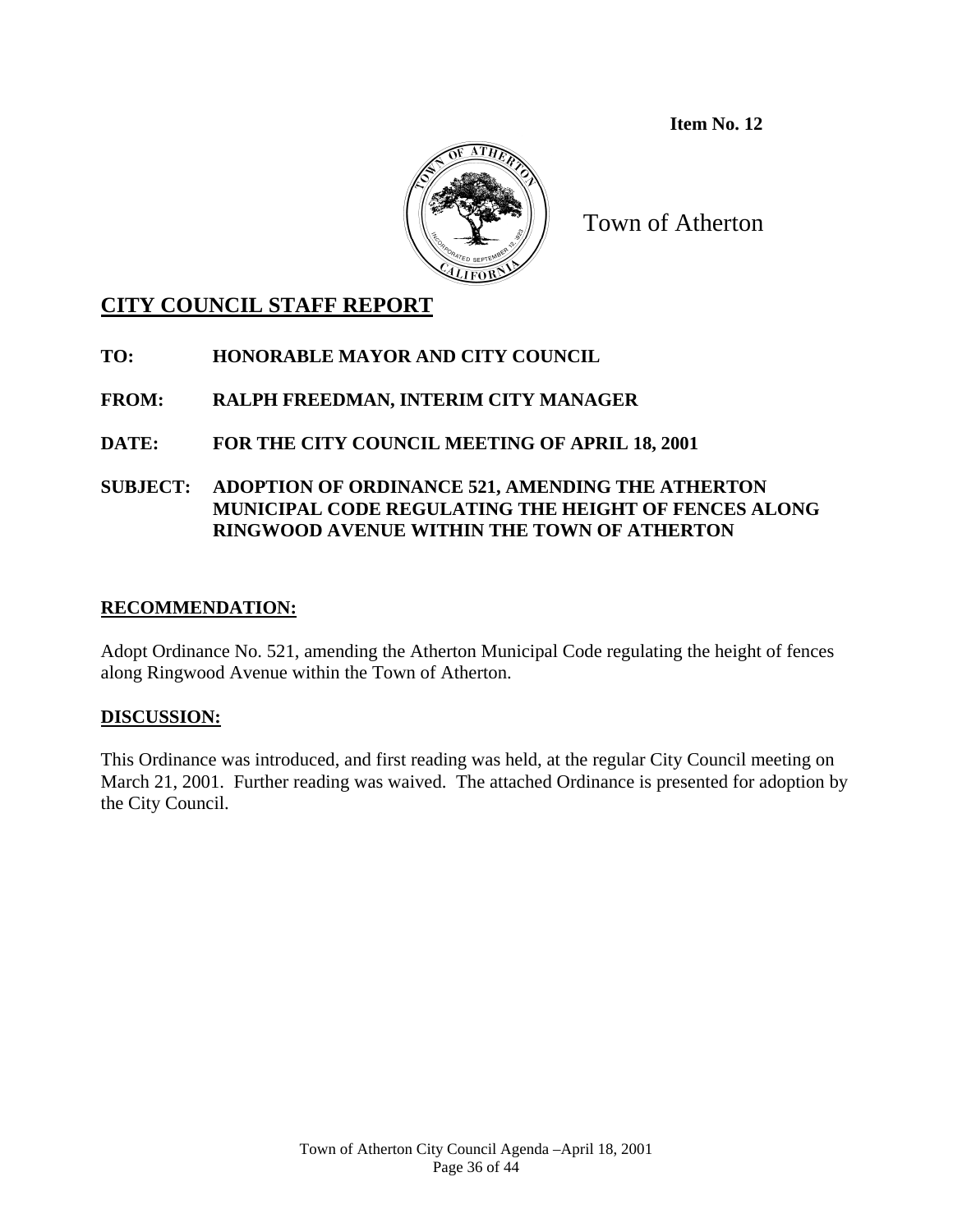**Item No. 12**

Town of Atherton

## CITY COUNCIL STAFF REPORT

**TO:** **HONORABLE MAYOR AND CITY COUNCIL**

**FROM:** **RALPH FREEDMAN, INTERIM CITY MANAGER**

**DATE:** **FOR THE CITY COUNCIL MEETING OF APRIL 18, 2001**

**SUBJECT:** **ADOPTION OF ORDINANCE 521, AMENDING THE ATHERTON MUNICIPAL CODE REGULATING THE HEIGHT OF FENCES ALONG RINGWOOD AVENUE WITHIN THE TOWN OF ATHERTON**

### RECOMMENDATION:

Adopt Ordinance No. 521, amending the Atherton Municipal Code regulating the height of fences along Ringwood Avenue within the Town of Atherton.

### DISCUSSION:

This Ordinance was introduced, and first reading was held, at the regular City Council meeting on March 21, 2001. Further reading was waived. The attached Ordinance is presented for adoption by the City Council.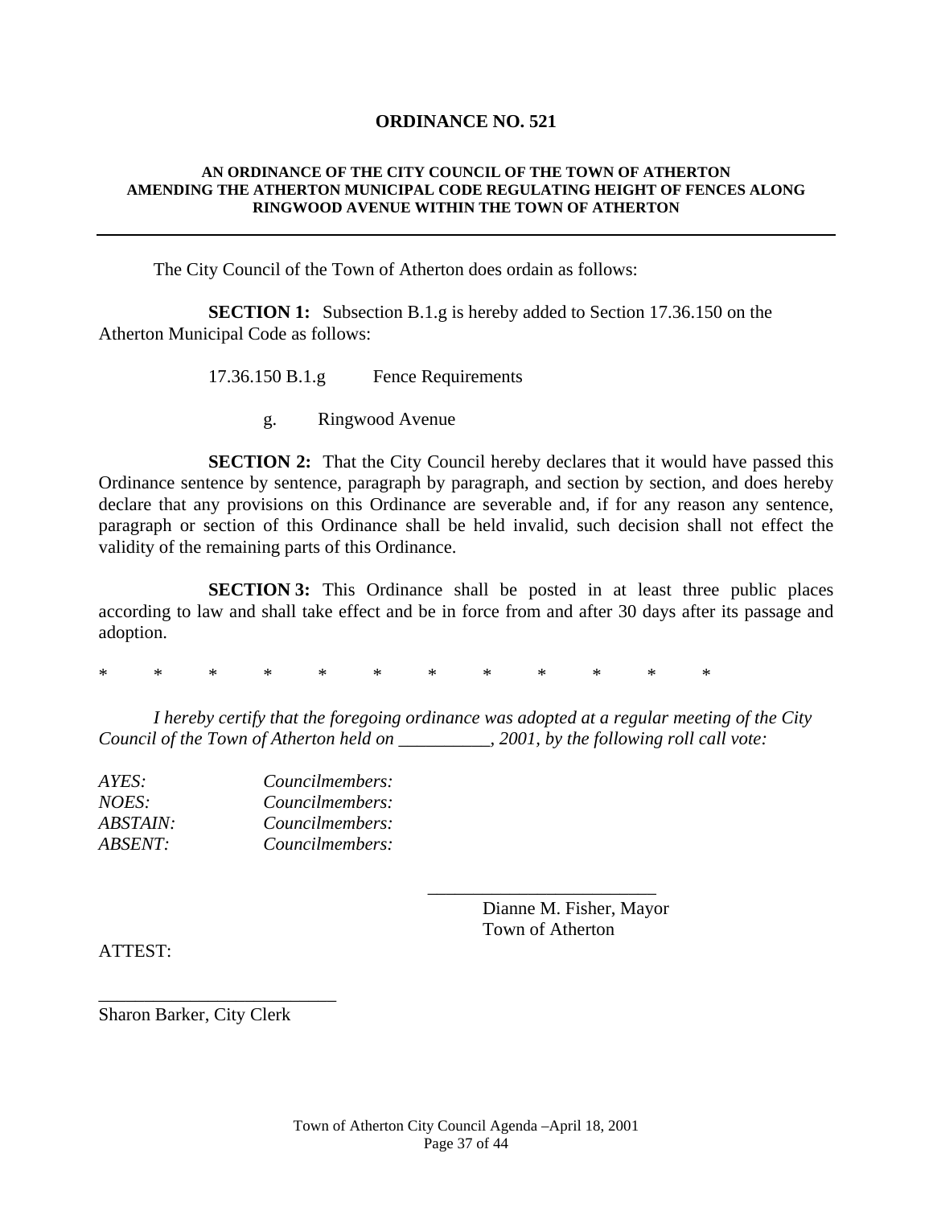# ORDINANCE NO. 521

**AN ORDINANCE OF THE CITY COUNCIL OF THE TOWN OF ATHERTON AMENDING THE ATHERTON MUNICIPAL CODE REGULATING HEIGHT OF FENCES ALONG RINGWOOD AVENUE WITHIN THE TOWN OF ATHERTON**

---

The City Council of the Town of Atherton does ordain as follows:

**SECTION 1:** Subsection B.1.g is hereby added to Section 17.36.150 on the Atherton Municipal Code as follows:

17.36.150 B.1.g Fence Requirements

g. Ringwood Avenue

**SECTION 2:** That the City Council hereby declares that it would have passed this Ordinance sentence by sentence, paragraph by paragraph, and section by section, and does hereby declare that any provisions on this Ordinance are severable and, if for any reason any sentence, paragraph or section of this Ordinance shall be held invalid, such decision shall not effect the validity of the remaining parts of this Ordinance.

**SECTION 3:** This Ordinance shall be posted in at least three public places according to law and shall take effect and be in force from and after 30 days after its passage and adoption.

\* \* \* \* \* \* \* \* \* \* \* \*

*I hereby certify that the foregoing ordinance was adopted at a regular meeting of the City Council of the Town of Atherton held on __________, 2001, by the following roll call vote:*

*AYES:* *Councilmembers:*
*NOES:* *Councilmembers:*
*ABSTAIN:* *Councilmembers:*
*ABSENT:* *Councilmembers:*

_________________________
Dianne M. Fisher, Mayor
Town of Atherton

ATTEST:

_________________________
Sharon Barker, City Clerk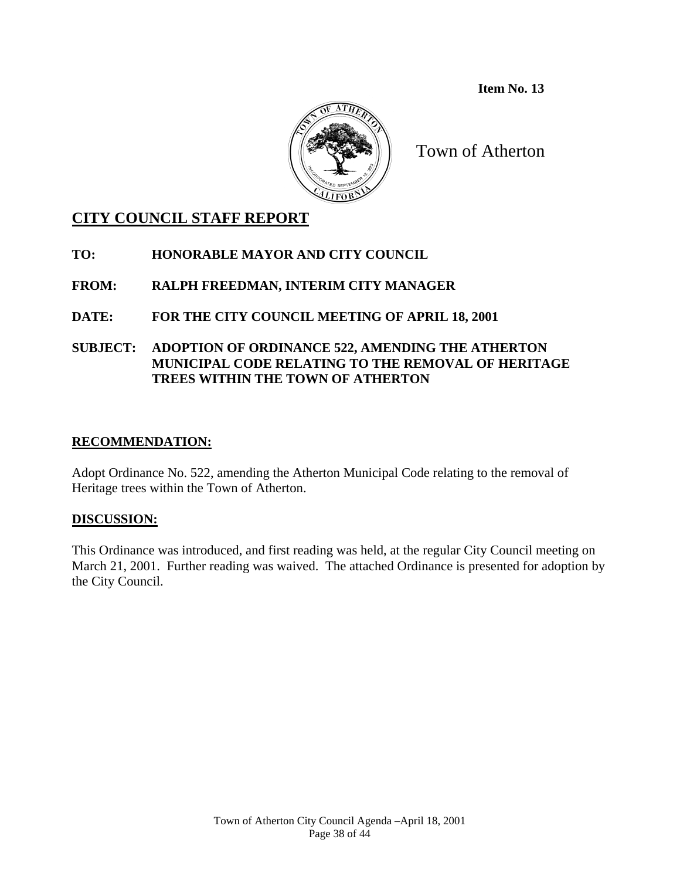**Item No. 13**

Town of Atherton

## CITY COUNCIL STAFF REPORT

**TO:** **HONORABLE MAYOR AND CITY COUNCIL**

**FROM:** **RALPH FREEDMAN, INTERIM CITY MANAGER**

**DATE:** **FOR THE CITY COUNCIL MEETING OF APRIL 18, 2001**

**SUBJECT:** **ADOPTION OF ORDINANCE 522, AMENDING THE ATHERTON MUNICIPAL CODE RELATING TO THE REMOVAL OF HERITAGE TREES WITHIN THE TOWN OF ATHERTON**

### RECOMMENDATION:

Adopt Ordinance No. 522, amending the Atherton Municipal Code relating to the removal of Heritage trees within the Town of Atherton.

### DISCUSSION:

This Ordinance was introduced, and first reading was held, at the regular City Council meeting on March 21, 2001. Further reading was waived. The attached Ordinance is presented for adoption by the City Council.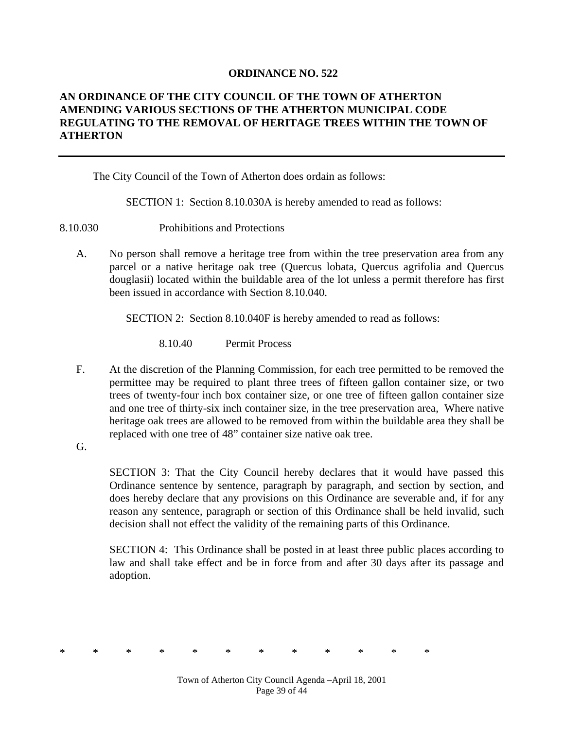**ORDINANCE NO. 522**

**AN ORDINANCE OF THE CITY COUNCIL OF THE TOWN OF ATHERTON AMENDING VARIOUS SECTIONS OF THE ATHERTON MUNICIPAL CODE REGULATING TO THE REMOVAL OF HERITAGE TREES WITHIN THE TOWN OF ATHERTON**

---

The City Council of the Town of Atherton does ordain as follows:

SECTION 1: Section 8.10.030A is hereby amended to read as follows:

8.10.030 Prohibitions and Protections

A. No person shall remove a heritage tree from within the tree preservation area from any parcel or a native heritage oak tree (Quercus lobata, Quercus agrifolia and Quercus douglasii) located within the buildable area of the lot unless a permit therefore has first been issued in accordance with Section 8.10.040.

SECTION 2: Section 8.10.040F is hereby amended to read as follows:

8.10.40 Permit Process

F. At the discretion of the Planning Commission, for each tree permitted to be removed the permittee may be required to plant three trees of fifteen gallon container size, or two trees of twenty-four inch box container size, or one tree of fifteen gallon container size and one tree of thirty-six inch container size, in the tree preservation area, Where native heritage oak trees are allowed to be removed from within the buildable area they shall be replaced with one tree of 48" container size native oak tree.

G.

SECTION 3: That the City Council hereby declares that it would have passed this Ordinance sentence by sentence, paragraph by paragraph, and section by section, and does hereby declare that any provisions on this Ordinance are severable and, if for any reason any sentence, paragraph or section of this Ordinance shall be held invalid, such decision shall not effect the validity of the remaining parts of this Ordinance.

SECTION 4: This Ordinance shall be posted in at least three public places according to law and shall take effect and be in force from and after 30 days after its passage and adoption.

\* \* \* \* \* \* \* \* \* \* \* \*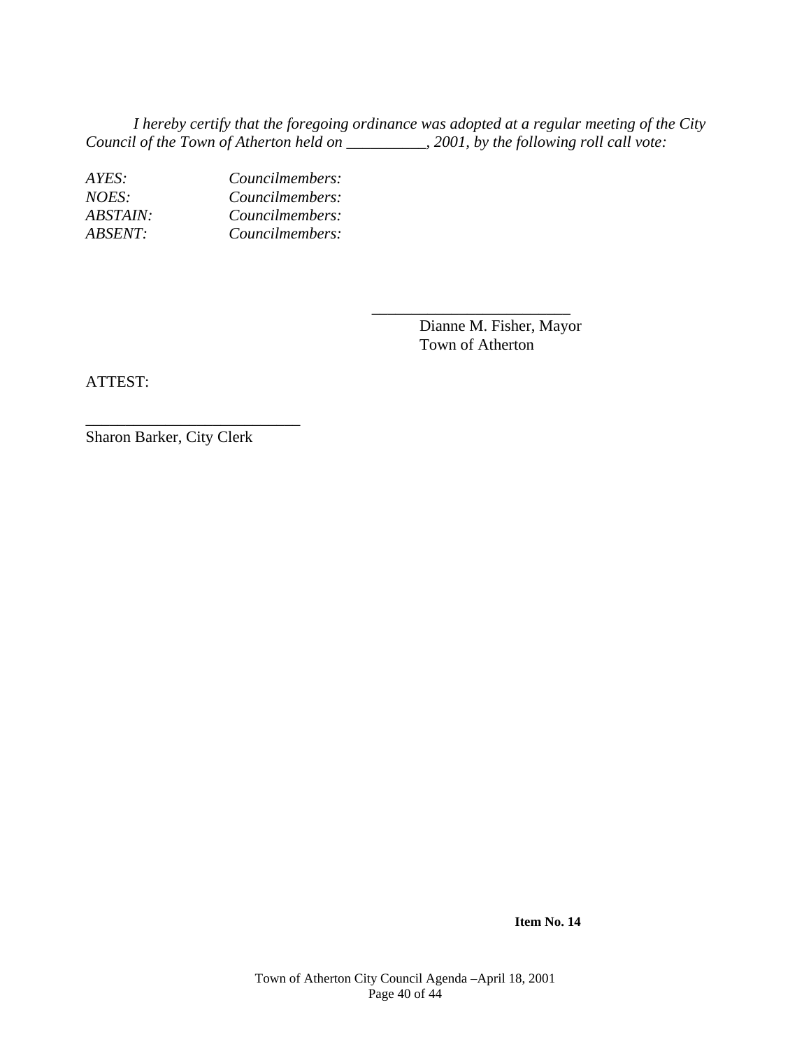*I hereby certify that the foregoing ordinance was adopted at a regular meeting of the City Council of the Town of Atherton held on __________, 2001, by the following roll call vote:*

| | |
|---|---|
| *AYES:* | *Councilmembers:* |
| *NOES:* | *Councilmembers:* |
| *ABSTAIN:* | *Councilmembers:* |
| *ABSENT:* | *Councilmembers:* |

_________________________
Dianne M. Fisher, Mayor
Town of Atherton

ATTEST:

___________________________
Sharon Barker, City Clerk

**Item No. 14**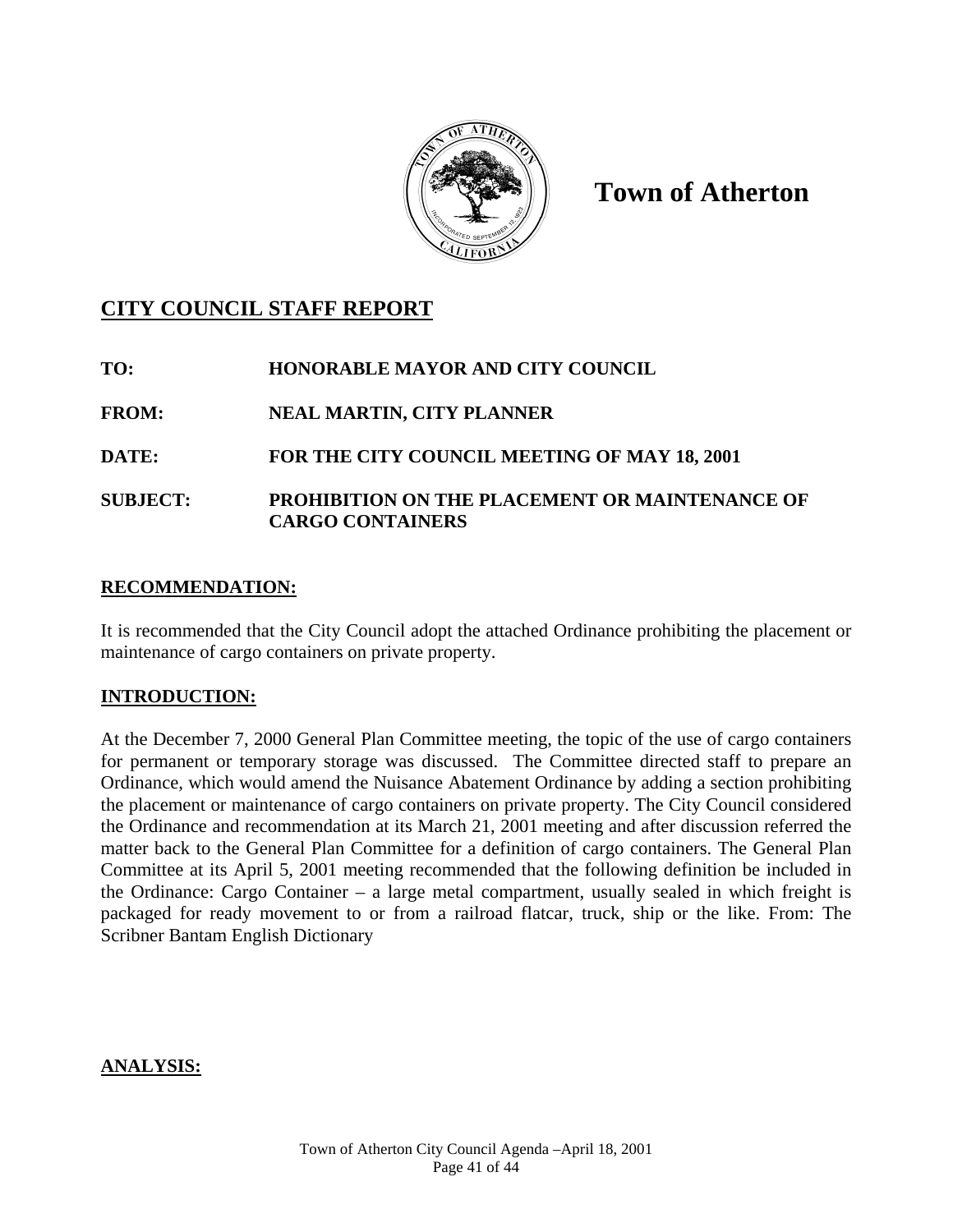**Town of Atherton**

## CITY COUNCIL STAFF REPORT

**TO:** HONORABLE MAYOR AND CITY COUNCIL

**FROM:** NEAL MARTIN, CITY PLANNER

**DATE:** FOR THE CITY COUNCIL MEETING OF MAY 18, 2001

**SUBJECT:** PROHIBITION ON THE PLACEMENT OR MAINTENANCE OF CARGO CONTAINERS

### RECOMMENDATION:

It is recommended that the City Council adopt the attached Ordinance prohibiting the placement or maintenance of cargo containers on private property.

### INTRODUCTION:

At the December 7, 2000 General Plan Committee meeting, the topic of the use of cargo containers for permanent or temporary storage was discussed. The Committee directed staff to prepare an Ordinance, which would amend the Nuisance Abatement Ordinance by adding a section prohibiting the placement or maintenance of cargo containers on private property. The City Council considered the Ordinance and recommendation at its March 21, 2001 meeting and after discussion referred the matter back to the General Plan Committee for a definition of cargo containers. The General Plan Committee at its April 5, 2001 meeting recommended that the following definition be included in the Ordinance: Cargo Container – a large metal compartment, usually sealed in which freight is packaged for ready movement to or from a railroad flatcar, truck, ship or the like. From: The Scribner Bantam English Dictionary

### ANALYSIS: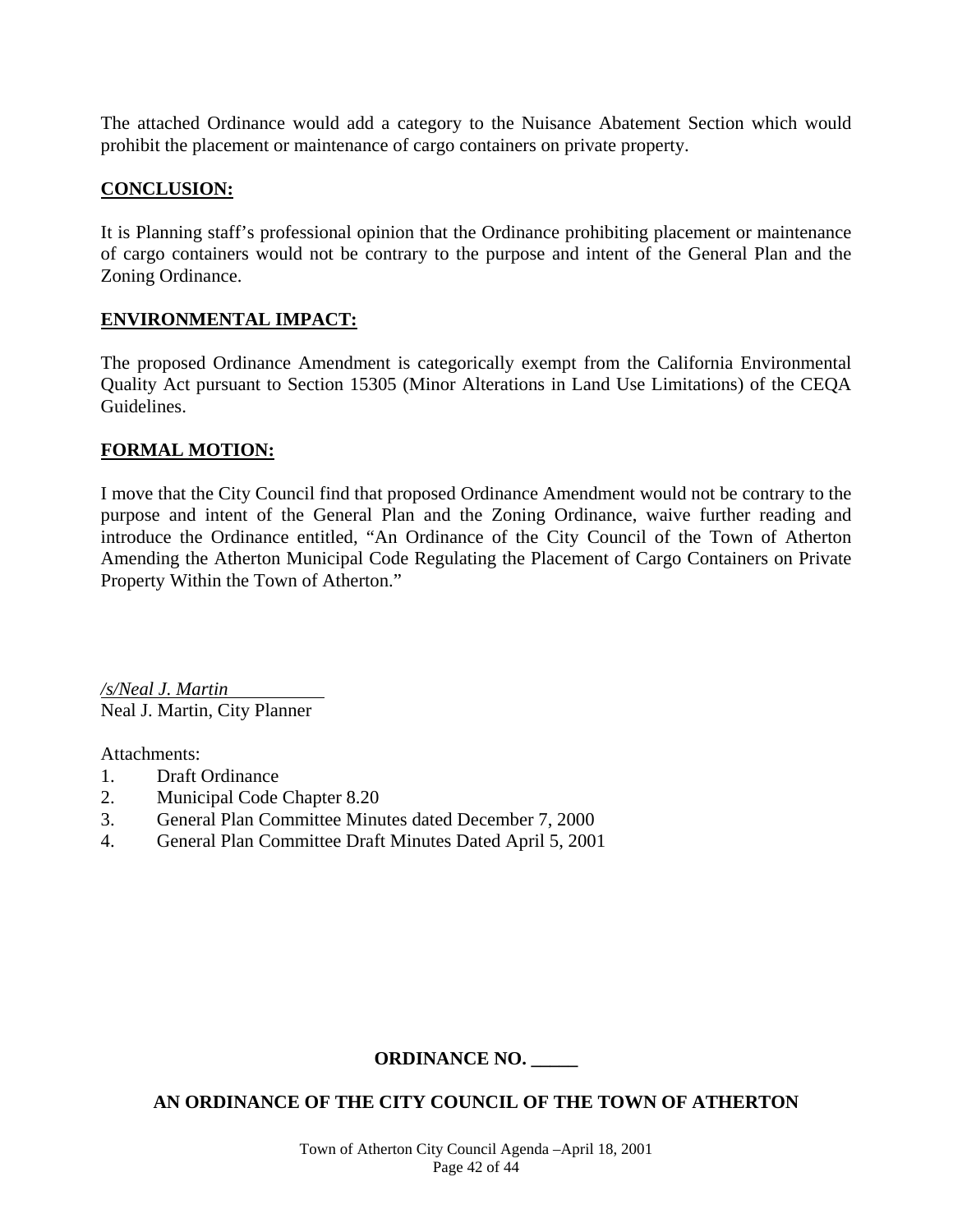The attached Ordinance would add a category to the Nuisance Abatement Section which would prohibit the placement or maintenance of cargo containers on private property.

## CONCLUSION:

It is Planning staff's professional opinion that the Ordinance prohibiting placement or maintenance of cargo containers would not be contrary to the purpose and intent of the General Plan and the Zoning Ordinance.

## ENVIRONMENTAL IMPACT:

The proposed Ordinance Amendment is categorically exempt from the California Environmental Quality Act pursuant to Section 15305 (Minor Alterations in Land Use Limitations) of the CEQA Guidelines.

## FORMAL MOTION:

I move that the City Council find that proposed Ordinance Amendment would not be contrary to the purpose and intent of the General Plan and the Zoning Ordinance, waive further reading and introduce the Ordinance entitled, "An Ordinance of the City Council of the Town of Atherton Amending the Atherton Municipal Code Regulating the Placement of Cargo Containers on Private Property Within the Town of Atherton."

*/s/Neal J. Martin*
Neal J. Martin, City Planner

Attachments:

1. Draft Ordinance
2. Municipal Code Chapter 8.20
3. General Plan Committee Minutes dated December 7, 2000
4. General Plan Committee Draft Minutes Dated April 5, 2001

**ORDINANCE NO. _____**

**AN ORDINANCE OF THE CITY COUNCIL OF THE TOWN OF ATHERTON**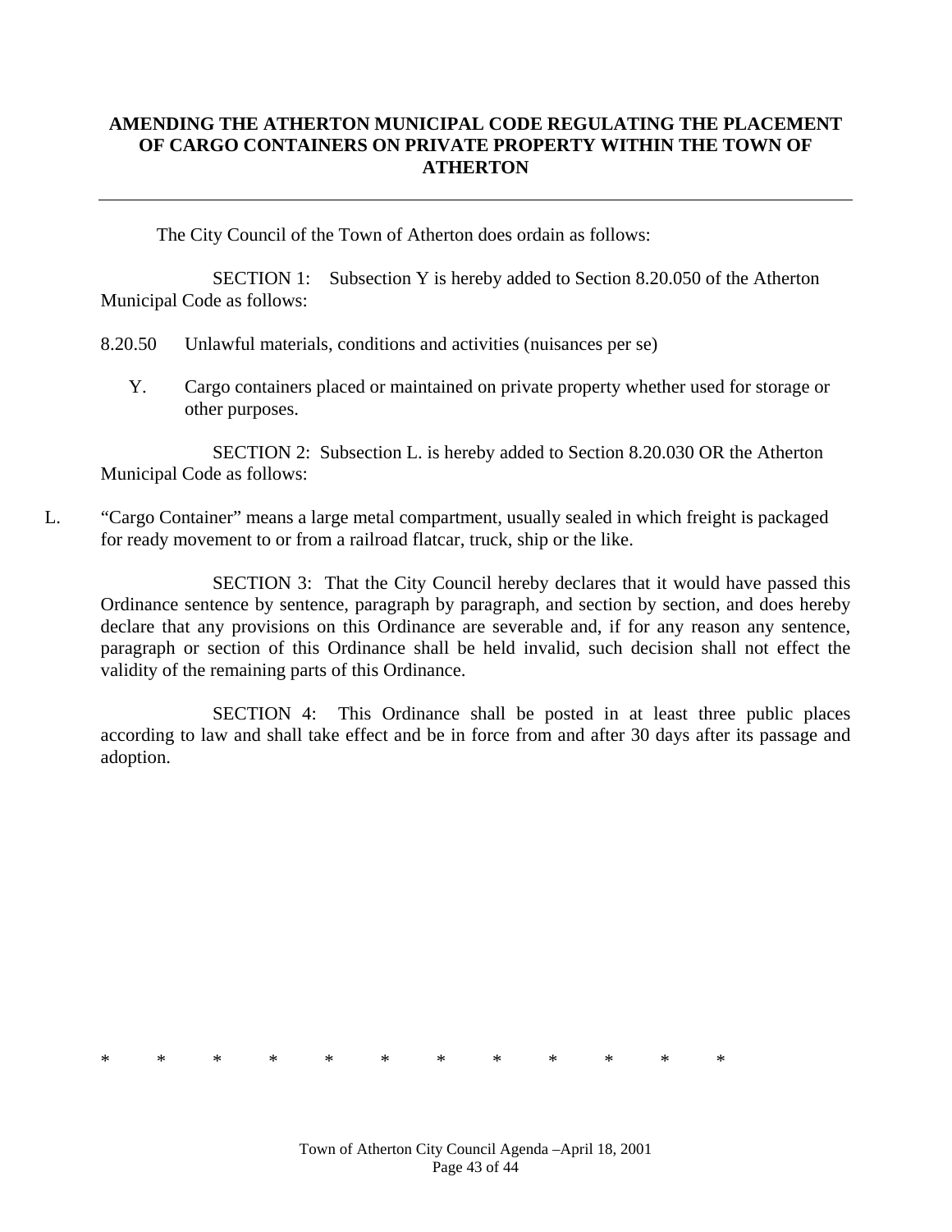**AMENDING THE ATHERTON MUNICIPAL CODE REGULATING THE PLACEMENT OF CARGO CONTAINERS ON PRIVATE PROPERTY WITHIN THE TOWN OF ATHERTON**

---

The City Council of the Town of Atherton does ordain as follows:

SECTION 1: Subsection Y is hereby added to Section 8.20.050 of the Atherton Municipal Code as follows:

8.20.50 Unlawful materials, conditions and activities (nuisances per se)

Y. Cargo containers placed or maintained on private property whether used for storage or other purposes.

SECTION 2: Subsection L. is hereby added to Section 8.20.030 OR the Atherton Municipal Code as follows:

L. "Cargo Container" means a large metal compartment, usually sealed in which freight is packaged for ready movement to or from a railroad flatcar, truck, ship or the like.

SECTION 3: That the City Council hereby declares that it would have passed this Ordinance sentence by sentence, paragraph by paragraph, and section by section, and does hereby declare that any provisions on this Ordinance are severable and, if for any reason any sentence, paragraph or section of this Ordinance shall be held invalid, such decision shall not effect the validity of the remaining parts of this Ordinance.

SECTION 4: This Ordinance shall be posted in at least three public places according to law and shall take effect and be in force from and after 30 days after its passage and adoption.

\* \* \* \* \* \* \* \* \* \* \* \*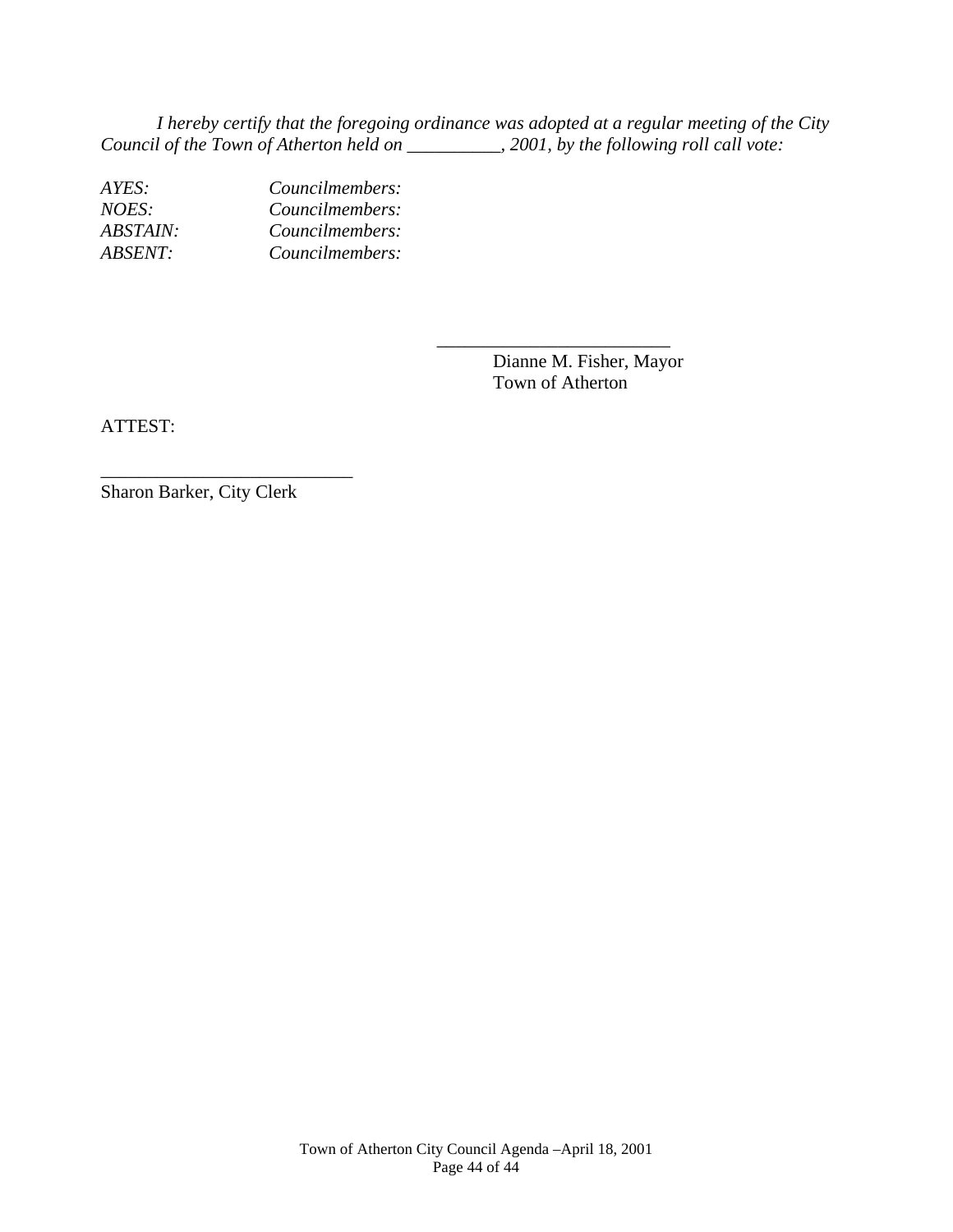*I hereby certify that the foregoing ordinance was adopted at a regular meeting of the City Council of the Town of Atherton held on __________, 2001, by the following roll call vote:*

*AYES: Councilmembers:*
*NOES: Councilmembers:*
*ABSTAIN: Councilmembers:*
*ABSENT: Councilmembers:*

_________________________
Dianne M. Fisher, Mayor
Town of Atherton

ATTEST:

___________________________
Sharon Barker, City Clerk